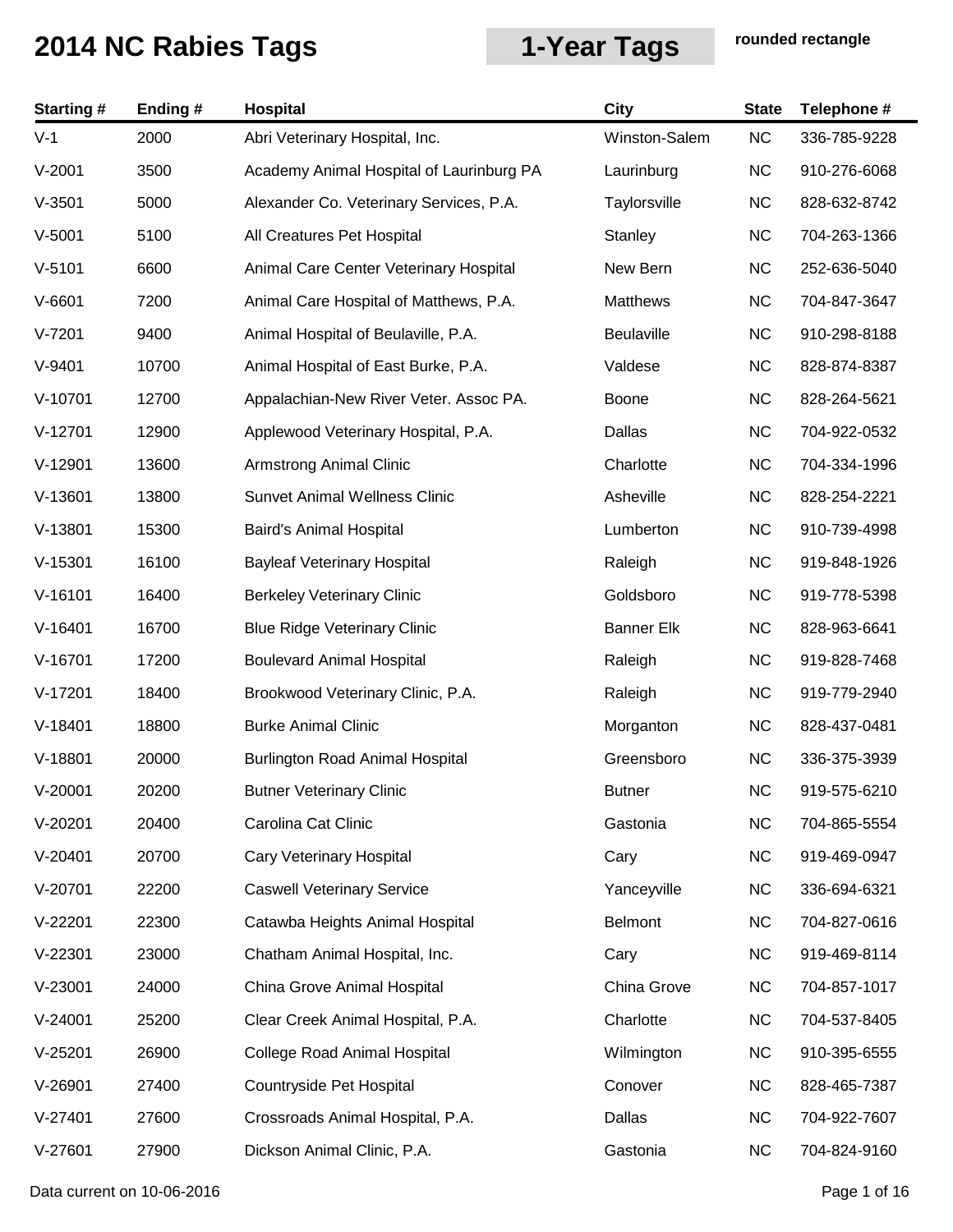# 2014 NC Rabies Tags

## 1-Year Tags

**rounded rectangle**

| Starting # | Ending # | Hospital | City | State | Telephone # |
|---|---|---|---|---|---|
| V-1 | 2000 | Abri Veterinary Hospital, Inc. | Winston-Salem | NC | 336-785-9228 |
| V-2001 | 3500 | Academy Animal Hospital of Laurinburg PA | Laurinburg | NC | 910-276-6068 |
| V-3501 | 5000 | Alexander Co. Veterinary Services, P.A. | Taylorsville | NC | 828-632-8742 |
| V-5001 | 5100 | All Creatures Pet Hospital | Stanley | NC | 704-263-1366 |
| V-5101 | 6600 | Animal Care Center Veterinary Hospital | New Bern | NC | 252-636-5040 |
| V-6601 | 7200 | Animal Care Hospital of Matthews, P.A. | Matthews | NC | 704-847-3647 |
| V-7201 | 9400 | Animal Hospital of Beulaville, P.A. | Beulaville | NC | 910-298-8188 |
| V-9401 | 10700 | Animal Hospital of East Burke, P.A. | Valdese | NC | 828-874-8387 |
| V-10701 | 12700 | Appalachian-New River Veter. Assoc PA. | Boone | NC | 828-264-5621 |
| V-12701 | 12900 | Applewood Veterinary Hospital, P.A. | Dallas | NC | 704-922-0532 |
| V-12901 | 13600 | Armstrong Animal Clinic | Charlotte | NC | 704-334-1996 |
| V-13601 | 13800 | Sunvet Animal Wellness Clinic | Asheville | NC | 828-254-2221 |
| V-13801 | 15300 | Baird's Animal Hospital | Lumberton | NC | 910-739-4998 |
| V-15301 | 16100 | Bayleaf Veterinary Hospital | Raleigh | NC | 919-848-1926 |
| V-16101 | 16400 | Berkeley Veterinary Clinic | Goldsboro | NC | 919-778-5398 |
| V-16401 | 16700 | Blue Ridge Veterinary Clinic | Banner Elk | NC | 828-963-6641 |
| V-16701 | 17200 | Boulevard Animal Hospital | Raleigh | NC | 919-828-7468 |
| V-17201 | 18400 | Brookwood Veterinary Clinic, P.A. | Raleigh | NC | 919-779-2940 |
| V-18401 | 18800 | Burke Animal Clinic | Morganton | NC | 828-437-0481 |
| V-18801 | 20000 | Burlington Road Animal Hospital | Greensboro | NC | 336-375-3939 |
| V-20001 | 20200 | Butner Veterinary Clinic | Butner | NC | 919-575-6210 |
| V-20201 | 20400 | Carolina Cat Clinic | Gastonia | NC | 704-865-5554 |
| V-20401 | 20700 | Cary Veterinary Hospital | Cary | NC | 919-469-0947 |
| V-20701 | 22200 | Caswell Veterinary Service | Yanceyville | NC | 336-694-6321 |
| V-22201 | 22300 | Catawba Heights Animal Hospital | Belmont | NC | 704-827-0616 |
| V-22301 | 23000 | Chatham Animal Hospital, Inc. | Cary | NC | 919-469-8114 |
| V-23001 | 24000 | China Grove Animal Hospital | China Grove | NC | 704-857-1017 |
| V-24001 | 25200 | Clear Creek Animal Hospital, P.A. | Charlotte | NC | 704-537-8405 |
| V-25201 | 26900 | College Road Animal Hospital | Wilmington | NC | 910-395-6555 |
| V-26901 | 27400 | Countryside Pet Hospital | Conover | NC | 828-465-7387 |
| V-27401 | 27600 | Crossroads Animal Hospital, P.A. | Dallas | NC | 704-922-7607 |
| V-27601 | 27900 | Dickson Animal Clinic, P.A. | Gastonia | NC | 704-824-9160 |

Data current on 10-06-2016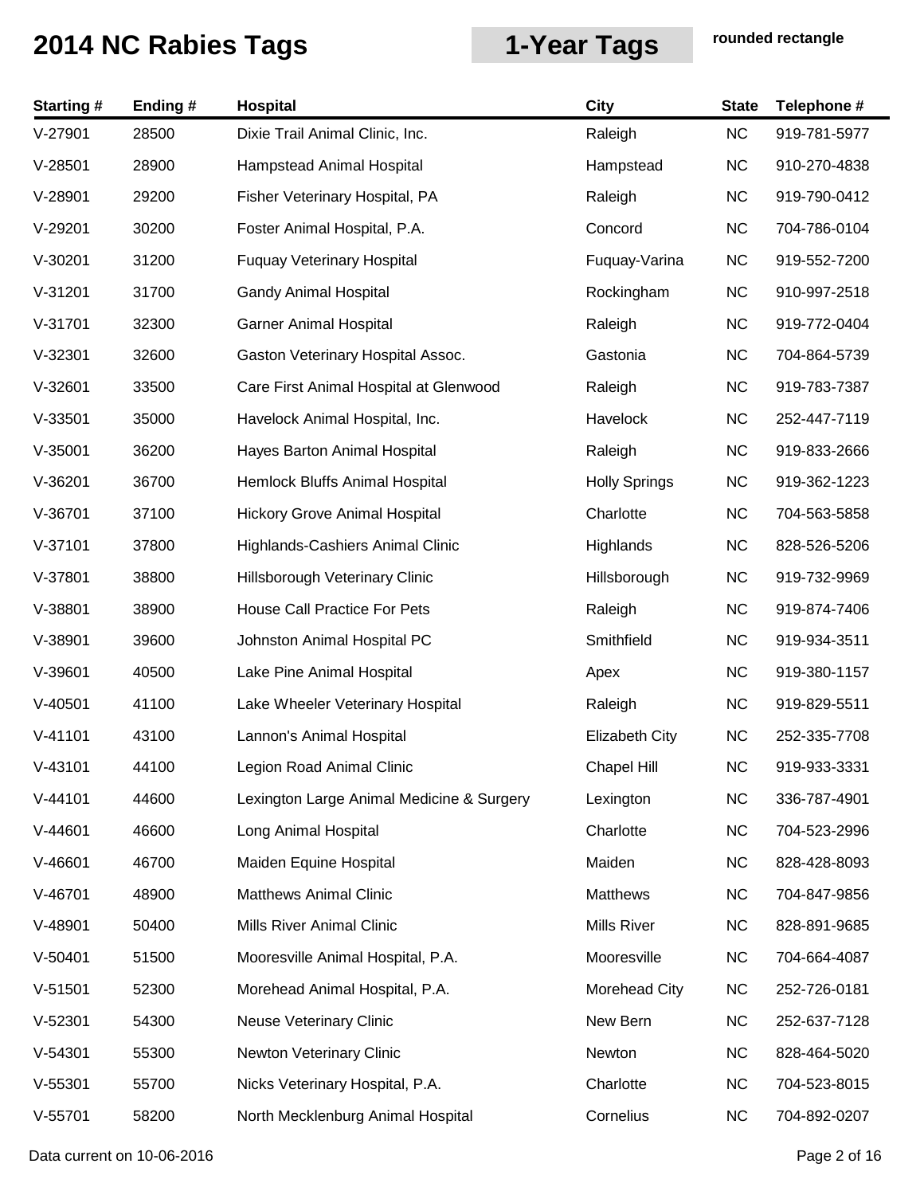# 2014 NC Rabies Tags

## 1-Year Tags

**rounded rectangle**

| Starting # | Ending # | Hospital | City | State | Telephone # |
|---|---|---|---|---|---|
| V-27901 | 28500 | Dixie Trail Animal Clinic, Inc. | Raleigh | NC | 919-781-5977 |
| V-28501 | 28900 | Hampstead Animal Hospital | Hampstead | NC | 910-270-4838 |
| V-28901 | 29200 | Fisher Veterinary Hospital, PA | Raleigh | NC | 919-790-0412 |
| V-29201 | 30200 | Foster Animal Hospital, P.A. | Concord | NC | 704-786-0104 |
| V-30201 | 31200 | Fuquay Veterinary Hospital | Fuquay-Varina | NC | 919-552-7200 |
| V-31201 | 31700 | Gandy Animal Hospital | Rockingham | NC | 910-997-2518 |
| V-31701 | 32300 | Garner Animal Hospital | Raleigh | NC | 919-772-0404 |
| V-32301 | 32600 | Gaston Veterinary Hospital Assoc. | Gastonia | NC | 704-864-5739 |
| V-32601 | 33500 | Care First Animal Hospital at Glenwood | Raleigh | NC | 919-783-7387 |
| V-33501 | 35000 | Havelock Animal Hospital, Inc. | Havelock | NC | 252-447-7119 |
| V-35001 | 36200 | Hayes Barton Animal Hospital | Raleigh | NC | 919-833-2666 |
| V-36201 | 36700 | Hemlock Bluffs Animal Hospital | Holly Springs | NC | 919-362-1223 |
| V-36701 | 37100 | Hickory Grove Animal Hospital | Charlotte | NC | 704-563-5858 |
| V-37101 | 37800 | Highlands-Cashiers Animal Clinic | Highlands | NC | 828-526-5206 |
| V-37801 | 38800 | Hillsborough Veterinary Clinic | Hillsborough | NC | 919-732-9969 |
| V-38801 | 38900 | House Call Practice For Pets | Raleigh | NC | 919-874-7406 |
| V-38901 | 39600 | Johnston Animal Hospital PC | Smithfield | NC | 919-934-3511 |
| V-39601 | 40500 | Lake Pine Animal Hospital | Apex | NC | 919-380-1157 |
| V-40501 | 41100 | Lake Wheeler Veterinary Hospital | Raleigh | NC | 919-829-5511 |
| V-41101 | 43100 | Lannon's Animal Hospital | Elizabeth City | NC | 252-335-7708 |
| V-43101 | 44100 | Legion Road Animal Clinic | Chapel Hill | NC | 919-933-3331 |
| V-44101 | 44600 | Lexington Large Animal Medicine & Surgery | Lexington | NC | 336-787-4901 |
| V-44601 | 46600 | Long Animal Hospital | Charlotte | NC | 704-523-2996 |
| V-46601 | 46700 | Maiden Equine Hospital | Maiden | NC | 828-428-8093 |
| V-46701 | 48900 | Matthews Animal Clinic | Matthews | NC | 704-847-9856 |
| V-48901 | 50400 | Mills River Animal Clinic | Mills River | NC | 828-891-9685 |
| V-50401 | 51500 | Mooresville Animal Hospital, P.A. | Mooresville | NC | 704-664-4087 |
| V-51501 | 52300 | Morehead Animal Hospital, P.A. | Morehead City | NC | 252-726-0181 |
| V-52301 | 54300 | Neuse Veterinary Clinic | New Bern | NC | 252-637-7128 |
| V-54301 | 55300 | Newton Veterinary Clinic | Newton | NC | 828-464-5020 |
| V-55301 | 55700 | Nicks Veterinary Hospital, P.A. | Charlotte | NC | 704-523-8015 |
| V-55701 | 58200 | North Mecklenburg Animal Hospital | Cornelius | NC | 704-892-0207 |

Data current on 10-06-2016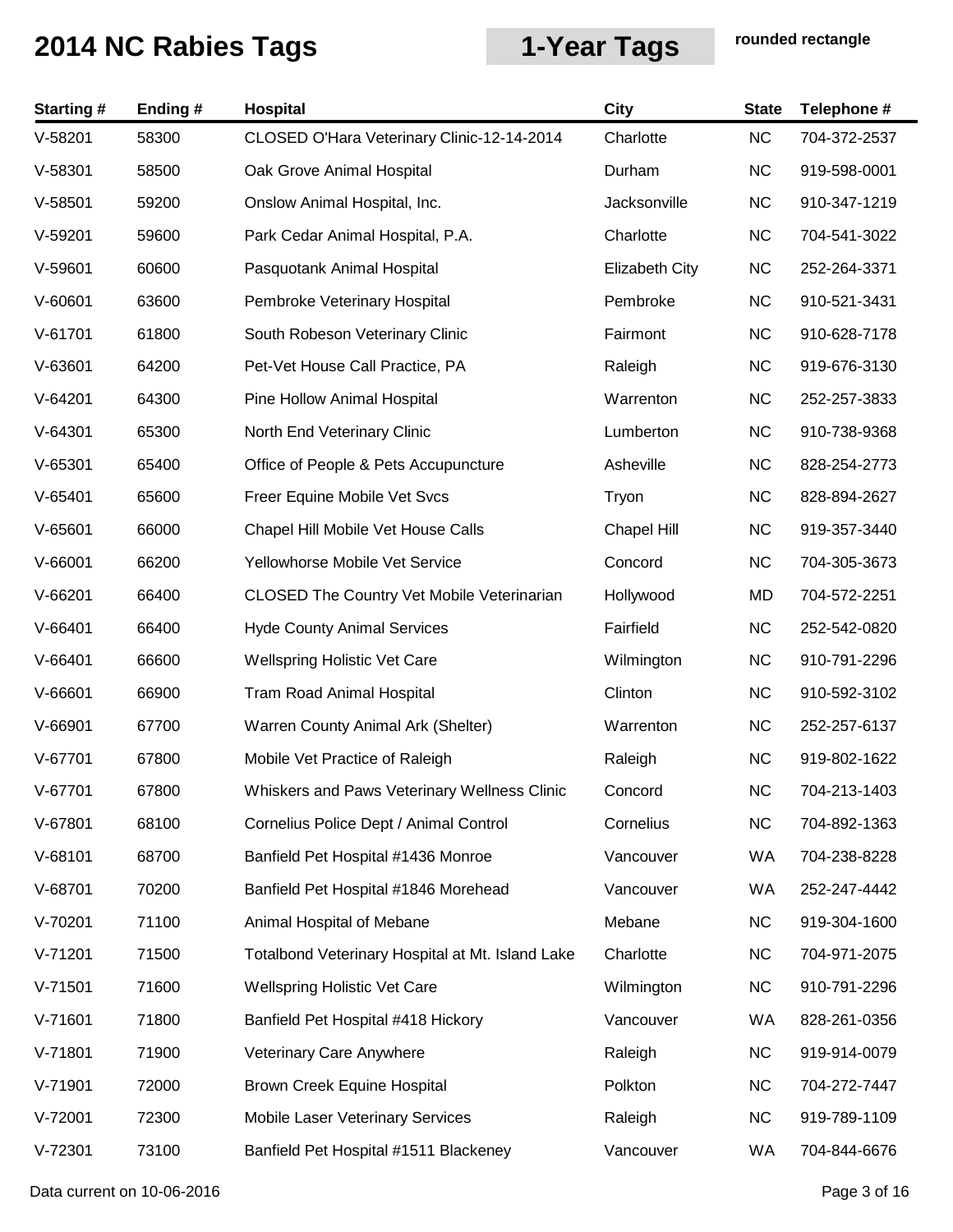# 2014 NC Rabies Tags

## 1-Year Tags

rounded rectangle

| Starting # | Ending # | Hospital | City | State | Telephone # |
|---|---|---|---|---|---|
| V-58201 | 58300 | CLOSED O'Hara Veterinary Clinic-12-14-2014 | Charlotte | NC | 704-372-2537 |
| V-58301 | 58500 | Oak Grove Animal Hospital | Durham | NC | 919-598-0001 |
| V-58501 | 59200 | Onslow Animal Hospital, Inc. | Jacksonville | NC | 910-347-1219 |
| V-59201 | 59600 | Park Cedar Animal Hospital, P.A. | Charlotte | NC | 704-541-3022 |
| V-59601 | 60600 | Pasquotank Animal Hospital | Elizabeth City | NC | 252-264-3371 |
| V-60601 | 63600 | Pembroke Veterinary Hospital | Pembroke | NC | 910-521-3431 |
| V-61701 | 61800 | South Robeson Veterinary Clinic | Fairmont | NC | 910-628-7178 |
| V-63601 | 64200 | Pet-Vet House Call Practice, PA | Raleigh | NC | 919-676-3130 |
| V-64201 | 64300 | Pine Hollow Animal Hospital | Warrenton | NC | 252-257-3833 |
| V-64301 | 65300 | North End Veterinary Clinic | Lumberton | NC | 910-738-9368 |
| V-65301 | 65400 | Office of People & Pets Accupuncture | Asheville | NC | 828-254-2773 |
| V-65401 | 65600 | Freer Equine Mobile Vet Svcs | Tryon | NC | 828-894-2627 |
| V-65601 | 66000 | Chapel Hill Mobile Vet House Calls | Chapel Hill | NC | 919-357-3440 |
| V-66001 | 66200 | Yellowhorse Mobile Vet Service | Concord | NC | 704-305-3673 |
| V-66201 | 66400 | CLOSED The Country Vet Mobile Veterinarian | Hollywood | MD | 704-572-2251 |
| V-66401 | 66400 | Hyde County Animal Services | Fairfield | NC | 252-542-0820 |
| V-66401 | 66600 | Wellspring Holistic Vet Care | Wilmington | NC | 910-791-2296 |
| V-66601 | 66900 | Tram Road Animal Hospital | Clinton | NC | 910-592-3102 |
| V-66901 | 67700 | Warren County Animal Ark (Shelter) | Warrenton | NC | 252-257-6137 |
| V-67701 | 67800 | Mobile Vet Practice of Raleigh | Raleigh | NC | 919-802-1622 |
| V-67701 | 67800 | Whiskers and Paws Veterinary Wellness Clinic | Concord | NC | 704-213-1403 |
| V-67801 | 68100 | Cornelius Police Dept / Animal Control | Cornelius | NC | 704-892-1363 |
| V-68101 | 68700 | Banfield Pet Hospital #1436 Monroe | Vancouver | WA | 704-238-8228 |
| V-68701 | 70200 | Banfield Pet Hospital #1846 Morehead | Vancouver | WA | 252-247-4442 |
| V-70201 | 71100 | Animal Hospital of Mebane | Mebane | NC | 919-304-1600 |
| V-71201 | 71500 | Totalbond Veterinary Hospital at Mt. Island Lake | Charlotte | NC | 704-971-2075 |
| V-71501 | 71600 | Wellspring Holistic Vet Care | Wilmington | NC | 910-791-2296 |
| V-71601 | 71800 | Banfield Pet Hospital #418 Hickory | Vancouver | WA | 828-261-0356 |
| V-71801 | 71900 | Veterinary Care Anywhere | Raleigh | NC | 919-914-0079 |
| V-71901 | 72000 | Brown Creek Equine Hospital | Polkton | NC | 704-272-7447 |
| V-72001 | 72300 | Mobile Laser Veterinary Services | Raleigh | NC | 919-789-1109 |
| V-72301 | 73100 | Banfield Pet Hospital #1511 Blackeney | Vancouver | WA | 704-844-6676 |

Data current on 10-06-2016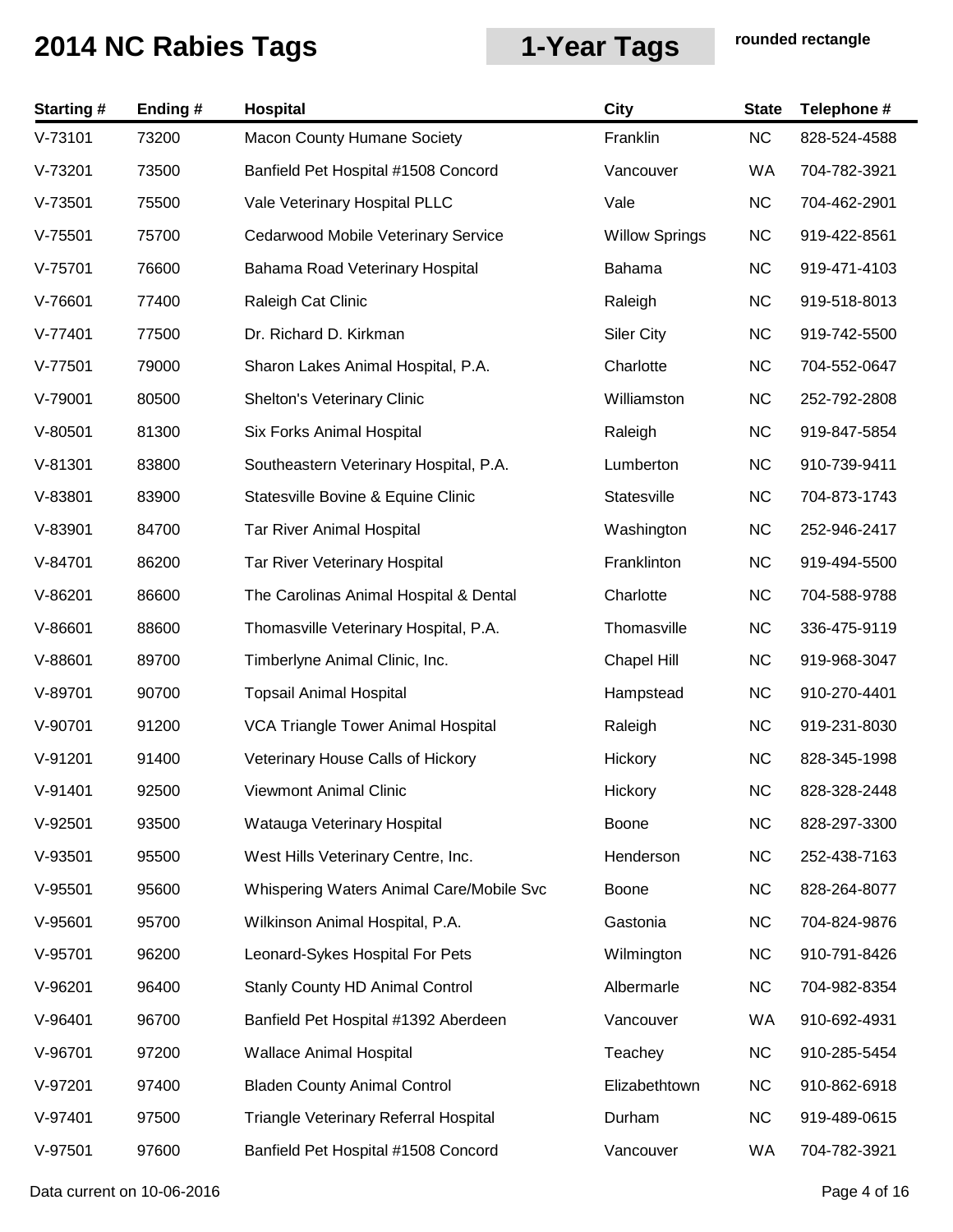# 2014 NC Rabies Tags

## 1-Year Tags

**rounded rectangle**

| Starting # | Ending # | Hospital | City | State | Telephone # |
|---|---|---|---|---|---|
| V-73101 | 73200 | Macon County Humane Society | Franklin | NC | 828-524-4588 |
| V-73201 | 73500 | Banfield Pet Hospital #1508 Concord | Vancouver | WA | 704-782-3921 |
| V-73501 | 75500 | Vale Veterinary Hospital PLLC | Vale | NC | 704-462-2901 |
| V-75501 | 75700 | Cedarwood Mobile Veterinary Service | Willow Springs | NC | 919-422-8561 |
| V-75701 | 76600 | Bahama Road Veterinary Hospital | Bahama | NC | 919-471-4103 |
| V-76601 | 77400 | Raleigh Cat Clinic | Raleigh | NC | 919-518-8013 |
| V-77401 | 77500 | Dr. Richard D. Kirkman | Siler City | NC | 919-742-5500 |
| V-77501 | 79000 | Sharon Lakes Animal Hospital, P.A. | Charlotte | NC | 704-552-0647 |
| V-79001 | 80500 | Shelton's Veterinary Clinic | Williamston | NC | 252-792-2808 |
| V-80501 | 81300 | Six Forks Animal Hospital | Raleigh | NC | 919-847-5854 |
| V-81301 | 83800 | Southeastern Veterinary Hospital, P.A. | Lumberton | NC | 910-739-9411 |
| V-83801 | 83900 | Statesville Bovine & Equine Clinic | Statesville | NC | 704-873-1743 |
| V-83901 | 84700 | Tar River Animal Hospital | Washington | NC | 252-946-2417 |
| V-84701 | 86200 | Tar River Veterinary Hospital | Franklinton | NC | 919-494-5500 |
| V-86201 | 86600 | The Carolinas Animal Hospital & Dental | Charlotte | NC | 704-588-9788 |
| V-86601 | 88600 | Thomasville Veterinary Hospital, P.A. | Thomasville | NC | 336-475-9119 |
| V-88601 | 89700 | Timberlyne Animal Clinic, Inc. | Chapel Hill | NC | 919-968-3047 |
| V-89701 | 90700 | Topsail Animal Hospital | Hampstead | NC | 910-270-4401 |
| V-90701 | 91200 | VCA Triangle Tower Animal Hospital | Raleigh | NC | 919-231-8030 |
| V-91201 | 91400 | Veterinary House Calls of Hickory | Hickory | NC | 828-345-1998 |
| V-91401 | 92500 | Viewmont Animal Clinic | Hickory | NC | 828-328-2448 |
| V-92501 | 93500 | Watauga Veterinary Hospital | Boone | NC | 828-297-3300 |
| V-93501 | 95500 | West Hills Veterinary Centre, Inc. | Henderson | NC | 252-438-7163 |
| V-95501 | 95600 | Whispering Waters Animal Care/Mobile Svc | Boone | NC | 828-264-8077 |
| V-95601 | 95700 | Wilkinson Animal Hospital, P.A. | Gastonia | NC | 704-824-9876 |
| V-95701 | 96200 | Leonard-Sykes Hospital For Pets | Wilmington | NC | 910-791-8426 |
| V-96201 | 96400 | Stanly County HD Animal Control | Albermarle | NC | 704-982-8354 |
| V-96401 | 96700 | Banfield Pet Hospital #1392 Aberdeen | Vancouver | WA | 910-692-4931 |
| V-96701 | 97200 | Wallace Animal Hospital | Teachey | NC | 910-285-5454 |
| V-97201 | 97400 | Bladen County Animal Control | Elizabethtown | NC | 910-862-6918 |
| V-97401 | 97500 | Triangle Veterinary Referral Hospital | Durham | NC | 919-489-0615 |
| V-97501 | 97600 | Banfield Pet Hospital #1508 Concord | Vancouver | WA | 704-782-3921 |

Data current on 10-06-2016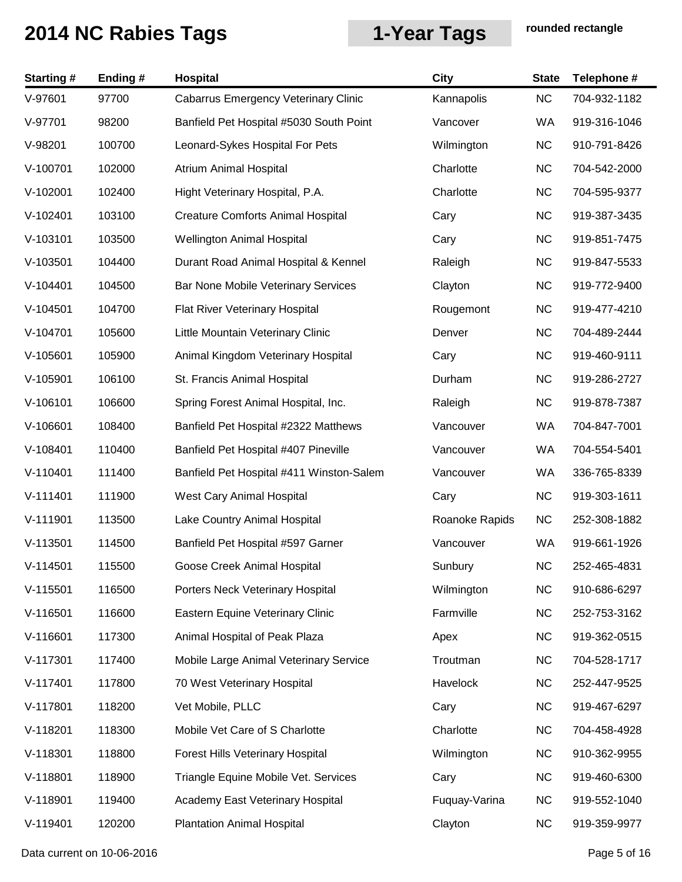# 2014 NC Rabies Tags

## 1-Year Tags

**rounded rectangle**

| Starting # | Ending # | Hospital | City | State | Telephone # |
|---|---|---|---|---|---|
| V-97601 | 97700 | Cabarrus Emergency Veterinary Clinic | Kannapolis | NC | 704-932-1182 |
| V-97701 | 98200 | Banfield Pet Hospital #5030 South Point | Vancover | WA | 919-316-1046 |
| V-98201 | 100700 | Leonard-Sykes Hospital For Pets | Wilmington | NC | 910-791-8426 |
| V-100701 | 102000 | Atrium Animal Hospital | Charlotte | NC | 704-542-2000 |
| V-102001 | 102400 | Hight Veterinary Hospital, P.A. | Charlotte | NC | 704-595-9377 |
| V-102401 | 103100 | Creature Comforts Animal Hospital | Cary | NC | 919-387-3435 |
| V-103101 | 103500 | Wellington Animal Hospital | Cary | NC | 919-851-7475 |
| V-103501 | 104400 | Durant Road Animal Hospital & Kennel | Raleigh | NC | 919-847-5533 |
| V-104401 | 104500 | Bar None Mobile Veterinary Services | Clayton | NC | 919-772-9400 |
| V-104501 | 104700 | Flat River Veterinary Hospital | Rougemont | NC | 919-477-4210 |
| V-104701 | 105600 | Little Mountain Veterinary Clinic | Denver | NC | 704-489-2444 |
| V-105601 | 105900 | Animal Kingdom Veterinary Hospital | Cary | NC | 919-460-9111 |
| V-105901 | 106100 | St. Francis Animal Hospital | Durham | NC | 919-286-2727 |
| V-106101 | 106600 | Spring Forest Animal Hospital, Inc. | Raleigh | NC | 919-878-7387 |
| V-106601 | 108400 | Banfield Pet Hospital #2322 Matthews | Vancouver | WA | 704-847-7001 |
| V-108401 | 110400 | Banfield Pet Hospital #407 Pineville | Vancouver | WA | 704-554-5401 |
| V-110401 | 111400 | Banfield Pet Hospital #411 Winston-Salem | Vancouver | WA | 336-765-8339 |
| V-111401 | 111900 | West Cary Animal Hospital | Cary | NC | 919-303-1611 |
| V-111901 | 113500 | Lake Country Animal Hospital | Roanoke Rapids | NC | 252-308-1882 |
| V-113501 | 114500 | Banfield Pet Hospital #597 Garner | Vancouver | WA | 919-661-1926 |
| V-114501 | 115500 | Goose Creek Animal Hospital | Sunbury | NC | 252-465-4831 |
| V-115501 | 116500 | Porters Neck Veterinary Hospital | Wilmington | NC | 910-686-6297 |
| V-116501 | 116600 | Eastern Equine Veterinary Clinic | Farmville | NC | 252-753-3162 |
| V-116601 | 117300 | Animal Hospital of Peak Plaza | Apex | NC | 919-362-0515 |
| V-117301 | 117400 | Mobile Large Animal Veterinary Service | Troutman | NC | 704-528-1717 |
| V-117401 | 117800 | 70 West Veterinary Hospital | Havelock | NC | 252-447-9525 |
| V-117801 | 118200 | Vet Mobile, PLLC | Cary | NC | 919-467-6297 |
| V-118201 | 118300 | Mobile Vet Care of S Charlotte | Charlotte | NC | 704-458-4928 |
| V-118301 | 118800 | Forest Hills Veterinary Hospital | Wilmington | NC | 910-362-9955 |
| V-118801 | 118900 | Triangle Equine Mobile Vet. Services | Cary | NC | 919-460-6300 |
| V-118901 | 119400 | Academy East Veterinary Hospital | Fuquay-Varina | NC | 919-552-1040 |
| V-119401 | 120200 | Plantation Animal Hospital | Clayton | NC | 919-359-9977 |

Data current on 10-06-2016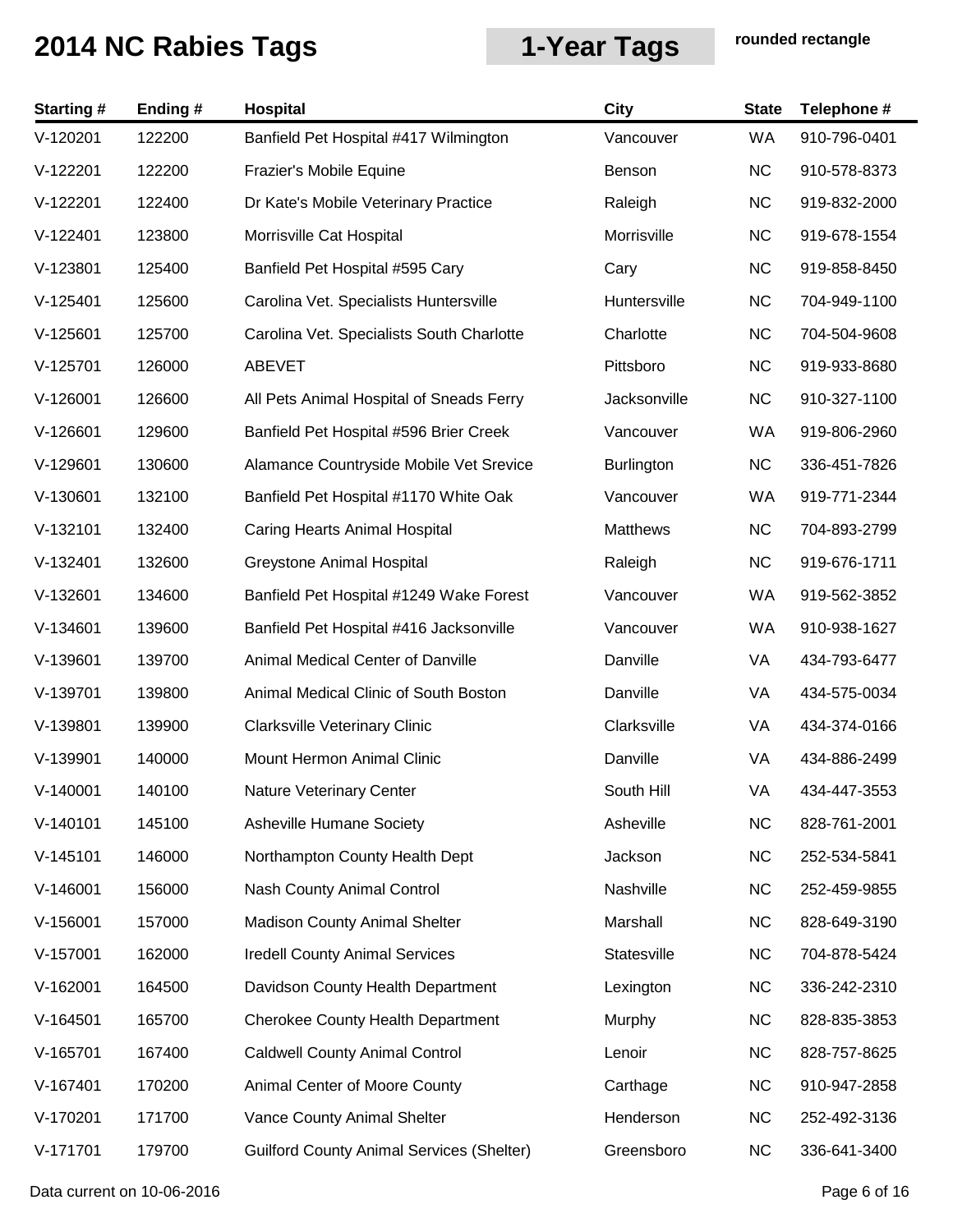# 2014 NC Rabies Tags

## 1-Year Tags

**rounded rectangle**

| Starting # | Ending # | Hospital | City | State | Telephone # |
|---|---|---|---|---|---|
| V-120201 | 122200 | Banfield Pet Hospital #417 Wilmington | Vancouver | WA | 910-796-0401 |
| V-122201 | 122200 | Frazier's Mobile Equine | Benson | NC | 910-578-8373 |
| V-122201 | 122400 | Dr Kate's Mobile Veterinary Practice | Raleigh | NC | 919-832-2000 |
| V-122401 | 123800 | Morrisville Cat Hospital | Morrisville | NC | 919-678-1554 |
| V-123801 | 125400 | Banfield Pet Hospital #595 Cary | Cary | NC | 919-858-8450 |
| V-125401 | 125600 | Carolina Vet. Specialists Huntersville | Huntersville | NC | 704-949-1100 |
| V-125601 | 125700 | Carolina Vet. Specialists South Charlotte | Charlotte | NC | 704-504-9608 |
| V-125701 | 126000 | ABEVET | Pittsboro | NC | 919-933-8680 |
| V-126001 | 126600 | All Pets Animal Hospital of Sneads Ferry | Jacksonville | NC | 910-327-1100 |
| V-126601 | 129600 | Banfield Pet Hospital #596 Brier Creek | Vancouver | WA | 919-806-2960 |
| V-129601 | 130600 | Alamance Countryside Mobile Vet Srevice | Burlington | NC | 336-451-7826 |
| V-130601 | 132100 | Banfield Pet Hospital #1170 White Oak | Vancouver | WA | 919-771-2344 |
| V-132101 | 132400 | Caring Hearts Animal Hospital | Matthews | NC | 704-893-2799 |
| V-132401 | 132600 | Greystone Animal Hospital | Raleigh | NC | 919-676-1711 |
| V-132601 | 134600 | Banfield Pet Hospital #1249 Wake Forest | Vancouver | WA | 919-562-3852 |
| V-134601 | 139600 | Banfield Pet Hospital #416 Jacksonville | Vancouver | WA | 910-938-1627 |
| V-139601 | 139700 | Animal Medical Center of Danville | Danville | VA | 434-793-6477 |
| V-139701 | 139800 | Animal Medical Clinic of South Boston | Danville | VA | 434-575-0034 |
| V-139801 | 139900 | Clarksville Veterinary Clinic | Clarksville | VA | 434-374-0166 |
| V-139901 | 140000 | Mount Hermon Animal Clinic | Danville | VA | 434-886-2499 |
| V-140001 | 140100 | Nature Veterinary Center | South Hill | VA | 434-447-3553 |
| V-140101 | 145100 | Asheville Humane Society | Asheville | NC | 828-761-2001 |
| V-145101 | 146000 | Northampton County Health Dept | Jackson | NC | 252-534-5841 |
| V-146001 | 156000 | Nash County Animal Control | Nashville | NC | 252-459-9855 |
| V-156001 | 157000 | Madison County Animal Shelter | Marshall | NC | 828-649-3190 |
| V-157001 | 162000 | Iredell County Animal Services | Statesville | NC | 704-878-5424 |
| V-162001 | 164500 | Davidson County Health Department | Lexington | NC | 336-242-2310 |
| V-164501 | 165700 | Cherokee County Health Department | Murphy | NC | 828-835-3853 |
| V-165701 | 167400 | Caldwell County Animal Control | Lenoir | NC | 828-757-8625 |
| V-167401 | 170200 | Animal Center of Moore County | Carthage | NC | 910-947-2858 |
| V-170201 | 171700 | Vance County Animal Shelter | Henderson | NC | 252-492-3136 |
| V-171701 | 179700 | Guilford County Animal Services (Shelter) | Greensboro | NC | 336-641-3400 |

Data current on 10-06-2016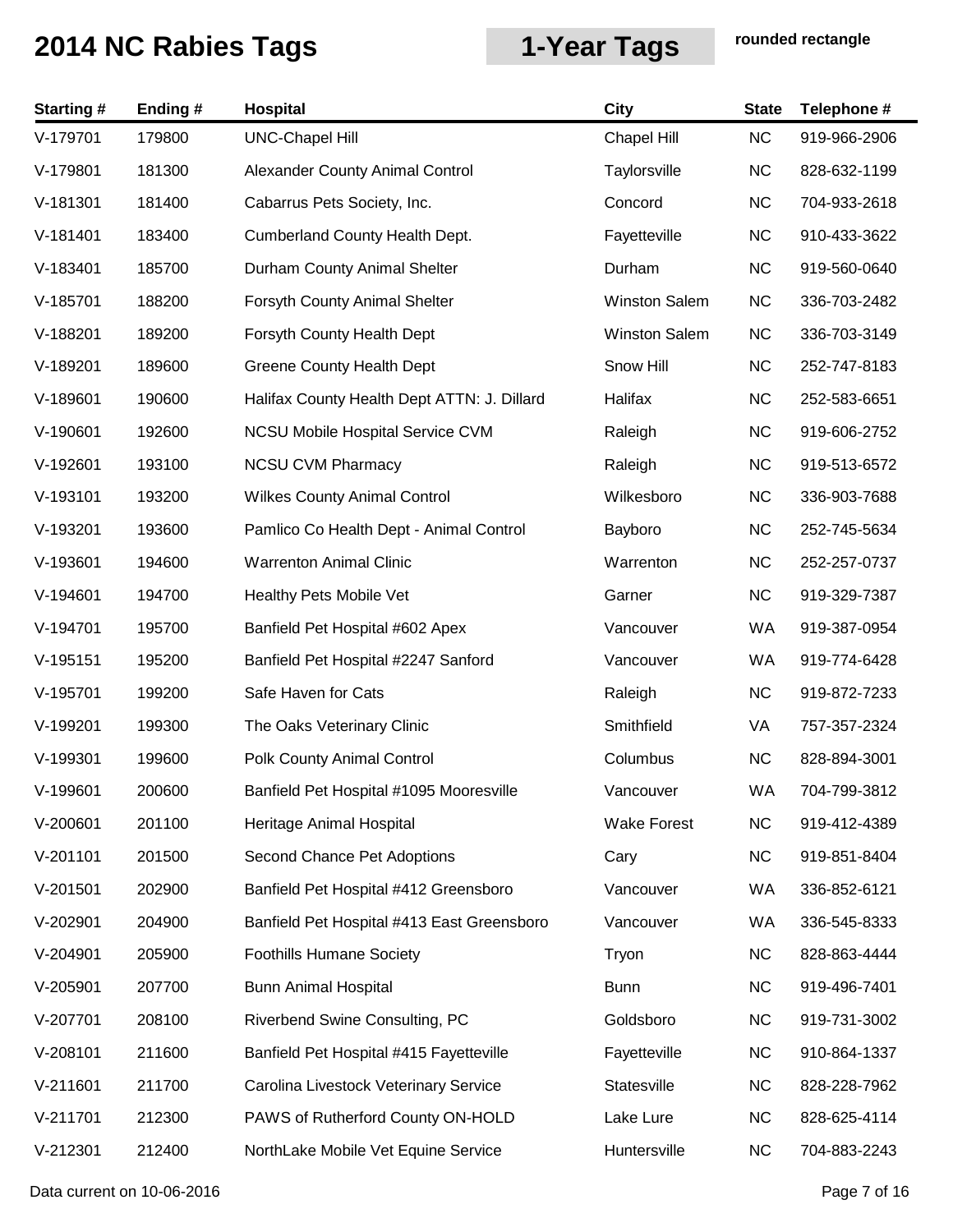# 2014 NC Rabies Tags

## 1-Year Tags

**rounded rectangle**

| Starting # | Ending # | Hospital | City | State | Telephone # |
|---|---|---|---|---|---|
| V-179701 | 179800 | UNC-Chapel Hill | Chapel Hill | NC | 919-966-2906 |
| V-179801 | 181300 | Alexander County Animal Control | Taylorsville | NC | 828-632-1199 |
| V-181301 | 181400 | Cabarrus Pets Society, Inc. | Concord | NC | 704-933-2618 |
| V-181401 | 183400 | Cumberland County Health Dept. | Fayetteville | NC | 910-433-3622 |
| V-183401 | 185700 | Durham County Animal Shelter | Durham | NC | 919-560-0640 |
| V-185701 | 188200 | Forsyth County Animal Shelter | Winston Salem | NC | 336-703-2482 |
| V-188201 | 189200 | Forsyth County Health Dept | Winston Salem | NC | 336-703-3149 |
| V-189201 | 189600 | Greene County Health Dept | Snow Hill | NC | 252-747-8183 |
| V-189601 | 190600 | Halifax County Health Dept ATTN: J. Dillard | Halifax | NC | 252-583-6651 |
| V-190601 | 192600 | NCSU Mobile Hospital Service CVM | Raleigh | NC | 919-606-2752 |
| V-192601 | 193100 | NCSU CVM Pharmacy | Raleigh | NC | 919-513-6572 |
| V-193101 | 193200 | Wilkes County Animal Control | Wilkesboro | NC | 336-903-7688 |
| V-193201 | 193600 | Pamlico Co Health Dept - Animal Control | Bayboro | NC | 252-745-5634 |
| V-193601 | 194600 | Warrenton Animal Clinic | Warrenton | NC | 252-257-0737 |
| V-194601 | 194700 | Healthy Pets Mobile Vet | Garner | NC | 919-329-7387 |
| V-194701 | 195700 | Banfield Pet Hospital #602 Apex | Vancouver | WA | 919-387-0954 |
| V-195151 | 195200 | Banfield Pet Hospital #2247 Sanford | Vancouver | WA | 919-774-6428 |
| V-195701 | 199200 | Safe Haven for Cats | Raleigh | NC | 919-872-7233 |
| V-199201 | 199300 | The Oaks Veterinary Clinic | Smithfield | VA | 757-357-2324 |
| V-199301 | 199600 | Polk County Animal Control | Columbus | NC | 828-894-3001 |
| V-199601 | 200600 | Banfield Pet Hospital #1095 Mooresville | Vancouver | WA | 704-799-3812 |
| V-200601 | 201100 | Heritage Animal Hospital | Wake Forest | NC | 919-412-4389 |
| V-201101 | 201500 | Second Chance Pet Adoptions | Cary | NC | 919-851-8404 |
| V-201501 | 202900 | Banfield Pet Hospital #412 Greensboro | Vancouver | WA | 336-852-6121 |
| V-202901 | 204900 | Banfield Pet Hospital #413 East Greensboro | Vancouver | WA | 336-545-8333 |
| V-204901 | 205900 | Foothills Humane Society | Tryon | NC | 828-863-4444 |
| V-205901 | 207700 | Bunn Animal Hospital | Bunn | NC | 919-496-7401 |
| V-207701 | 208100 | Riverbend Swine Consulting, PC | Goldsboro | NC | 919-731-3002 |
| V-208101 | 211600 | Banfield Pet Hospital #415 Fayetteville | Fayetteville | NC | 910-864-1337 |
| V-211601 | 211700 | Carolina Livestock Veterinary Service | Statesville | NC | 828-228-7962 |
| V-211701 | 212300 | PAWS of Rutherford County ON-HOLD | Lake Lure | NC | 828-625-4114 |
| V-212301 | 212400 | NorthLake Mobile Vet Equine Service | Huntersville | NC | 704-883-2243 |

Data current on 10-06-2016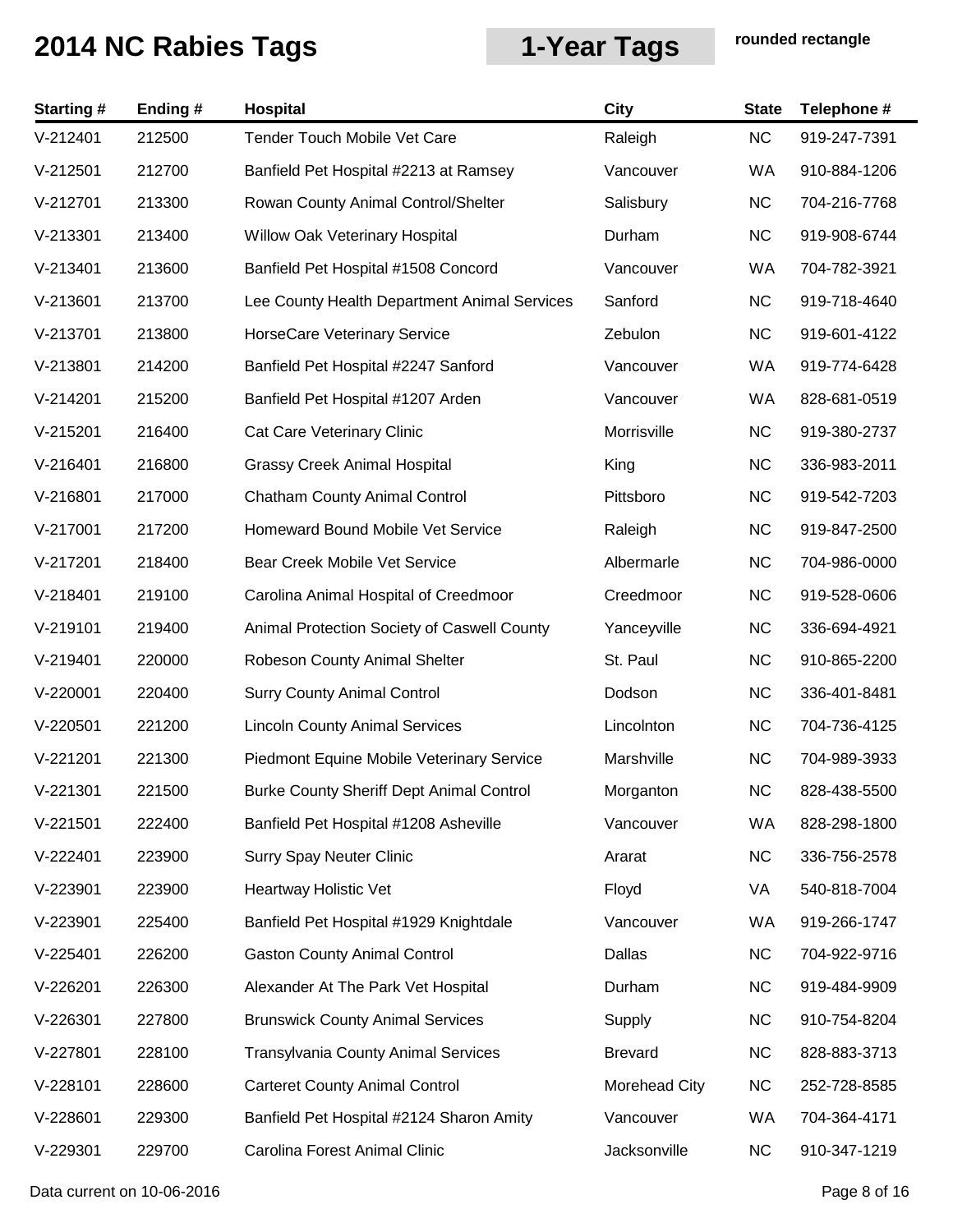# 2014 NC Rabies Tags

## 1-Year Tags

rounded rectangle

| Starting # | Ending # | Hospital | City | State | Telephone # |
|---|---|---|---|---|---|
| V-212401 | 212500 | Tender Touch Mobile Vet Care | Raleigh | NC | 919-247-7391 |
| V-212501 | 212700 | Banfield Pet Hospital #2213 at Ramsey | Vancouver | WA | 910-884-1206 |
| V-212701 | 213300 | Rowan County Animal Control/Shelter | Salisbury | NC | 704-216-7768 |
| V-213301 | 213400 | Willow Oak Veterinary Hospital | Durham | NC | 919-908-6744 |
| V-213401 | 213600 | Banfield Pet Hospital #1508 Concord | Vancouver | WA | 704-782-3921 |
| V-213601 | 213700 | Lee County Health Department Animal Services | Sanford | NC | 919-718-4640 |
| V-213701 | 213800 | HorseCare Veterinary Service | Zebulon | NC | 919-601-4122 |
| V-213801 | 214200 | Banfield Pet Hospital #2247 Sanford | Vancouver | WA | 919-774-6428 |
| V-214201 | 215200 | Banfield Pet Hospital #1207 Arden | Vancouver | WA | 828-681-0519 |
| V-215201 | 216400 | Cat Care Veterinary Clinic | Morrisville | NC | 919-380-2737 |
| V-216401 | 216800 | Grassy Creek Animal Hospital | King | NC | 336-983-2011 |
| V-216801 | 217000 | Chatham County Animal Control | Pittsboro | NC | 919-542-7203 |
| V-217001 | 217200 | Homeward Bound Mobile Vet Service | Raleigh | NC | 919-847-2500 |
| V-217201 | 218400 | Bear Creek Mobile Vet Service | Albermarle | NC | 704-986-0000 |
| V-218401 | 219100 | Carolina Animal Hospital of Creedmoor | Creedmoor | NC | 919-528-0606 |
| V-219101 | 219400 | Animal Protection Society of Caswell County | Yanceyville | NC | 336-694-4921 |
| V-219401 | 220000 | Robeson County Animal Shelter | St. Paul | NC | 910-865-2200 |
| V-220001 | 220400 | Surry County Animal Control | Dodson | NC | 336-401-8481 |
| V-220501 | 221200 | Lincoln County Animal Services | Lincolnton | NC | 704-736-4125 |
| V-221201 | 221300 | Piedmont Equine Mobile Veterinary Service | Marshville | NC | 704-989-3933 |
| V-221301 | 221500 | Burke County Sheriff Dept Animal Control | Morganton | NC | 828-438-5500 |
| V-221501 | 222400 | Banfield Pet Hospital #1208 Asheville | Vancouver | WA | 828-298-1800 |
| V-222401 | 223900 | Surry Spay Neuter Clinic | Ararat | NC | 336-756-2578 |
| V-223901 | 223900 | Heartway Holistic Vet | Floyd | VA | 540-818-7004 |
| V-223901 | 225400 | Banfield Pet Hospital #1929 Knightdale | Vancouver | WA | 919-266-1747 |
| V-225401 | 226200 | Gaston County Animal Control | Dallas | NC | 704-922-9716 |
| V-226201 | 226300 | Alexander At The Park Vet Hospital | Durham | NC | 919-484-9909 |
| V-226301 | 227800 | Brunswick County Animal Services | Supply | NC | 910-754-8204 |
| V-227801 | 228100 | Transylvania County Animal Services | Brevard | NC | 828-883-3713 |
| V-228101 | 228600 | Carteret County Animal Control | Morehead City | NC | 252-728-8585 |
| V-228601 | 229300 | Banfield Pet Hospital #2124 Sharon Amity | Vancouver | WA | 704-364-4171 |
| V-229301 | 229700 | Carolina Forest Animal Clinic | Jacksonville | NC | 910-347-1219 |

Data current on 10-06-2016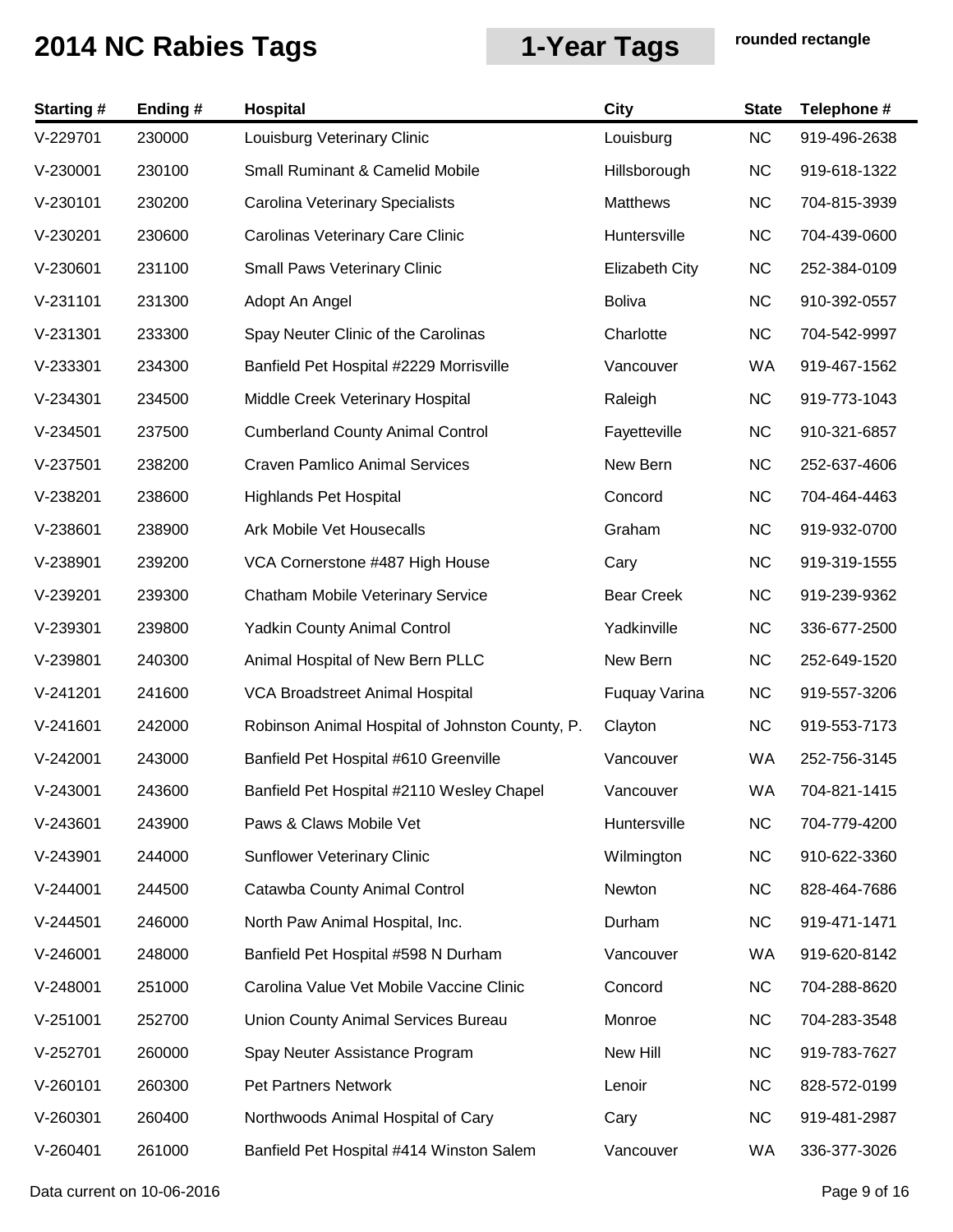# 2014 NC Rabies Tags

## 1-Year Tags

**rounded rectangle**

| Starting # | Ending # | Hospital | City | State | Telephone # |
|---|---|---|---|---|---|
| V-229701 | 230000 | Louisburg Veterinary Clinic | Louisburg | NC | 919-496-2638 |
| V-230001 | 230100 | Small Ruminant & Camelid Mobile | Hillsborough | NC | 919-618-1322 |
| V-230101 | 230200 | Carolina Veterinary Specialists | Matthews | NC | 704-815-3939 |
| V-230201 | 230600 | Carolinas Veterinary Care Clinic | Huntersville | NC | 704-439-0600 |
| V-230601 | 231100 | Small Paws Veterinary Clinic | Elizabeth City | NC | 252-384-0109 |
| V-231101 | 231300 | Adopt An Angel | Boliva | NC | 910-392-0557 |
| V-231301 | 233300 | Spay Neuter Clinic of the Carolinas | Charlotte | NC | 704-542-9997 |
| V-233301 | 234300 | Banfield Pet Hospital #2229 Morrisville | Vancouver | WA | 919-467-1562 |
| V-234301 | 234500 | Middle Creek Veterinary Hospital | Raleigh | NC | 919-773-1043 |
| V-234501 | 237500 | Cumberland County Animal Control | Fayetteville | NC | 910-321-6857 |
| V-237501 | 238200 | Craven Pamlico Animal Services | New Bern | NC | 252-637-4606 |
| V-238201 | 238600 | Highlands Pet Hospital | Concord | NC | 704-464-4463 |
| V-238601 | 238900 | Ark Mobile Vet Housecalls | Graham | NC | 919-932-0700 |
| V-238901 | 239200 | VCA Cornerstone #487 High House | Cary | NC | 919-319-1555 |
| V-239201 | 239300 | Chatham Mobile Veterinary Service | Bear Creek | NC | 919-239-9362 |
| V-239301 | 239800 | Yadkin County Animal Control | Yadkinville | NC | 336-677-2500 |
| V-239801 | 240300 | Animal Hospital of New Bern PLLC | New Bern | NC | 252-649-1520 |
| V-241201 | 241600 | VCA Broadstreet Animal Hospital | Fuquay Varina | NC | 919-557-3206 |
| V-241601 | 242000 | Robinson Animal Hospital of Johnston County, P. | Clayton | NC | 919-553-7173 |
| V-242001 | 243000 | Banfield Pet Hospital #610 Greenville | Vancouver | WA | 252-756-3145 |
| V-243001 | 243600 | Banfield Pet Hospital #2110 Wesley Chapel | Vancouver | WA | 704-821-1415 |
| V-243601 | 243900 | Paws & Claws Mobile Vet | Huntersville | NC | 704-779-4200 |
| V-243901 | 244000 | Sunflower Veterinary Clinic | Wilmington | NC | 910-622-3360 |
| V-244001 | 244500 | Catawba County Animal Control | Newton | NC | 828-464-7686 |
| V-244501 | 246000 | North Paw Animal Hospital, Inc. | Durham | NC | 919-471-1471 |
| V-246001 | 248000 | Banfield Pet Hospital #598 N Durham | Vancouver | WA | 919-620-8142 |
| V-248001 | 251000 | Carolina Value Vet Mobile Vaccine Clinic | Concord | NC | 704-288-8620 |
| V-251001 | 252700 | Union County Animal Services Bureau | Monroe | NC | 704-283-3548 |
| V-252701 | 260000 | Spay Neuter Assistance Program | New Hill | NC | 919-783-7627 |
| V-260101 | 260300 | Pet Partners Network | Lenoir | NC | 828-572-0199 |
| V-260301 | 260400 | Northwoods Animal Hospital of Cary | Cary | NC | 919-481-2987 |
| V-260401 | 261000 | Banfield Pet Hospital #414 Winston Salem | Vancouver | WA | 336-377-3026 |

Data current on 10-06-2016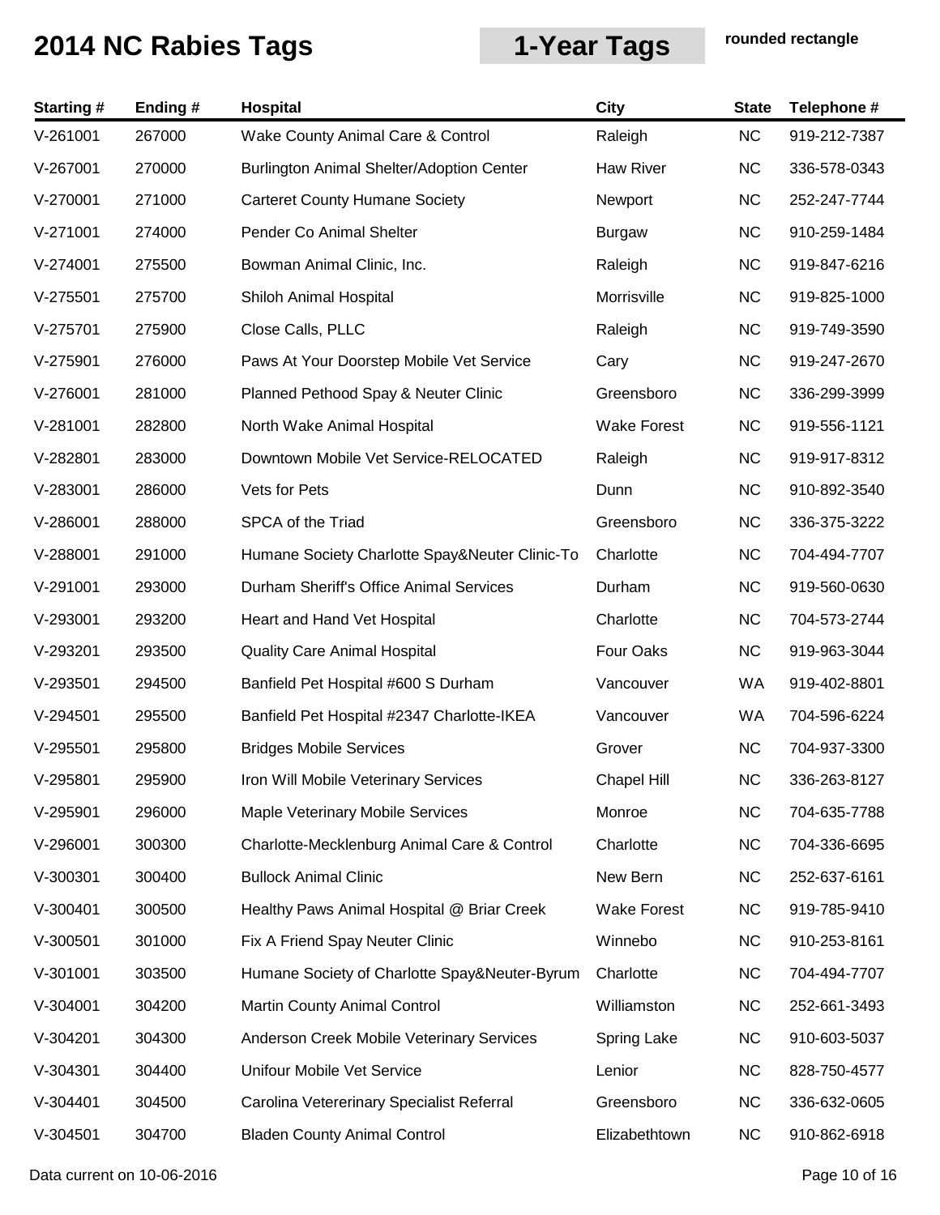# 2014 NC Rabies Tags

## 1-Year Tags

rounded rectangle

| Starting # | Ending # | Hospital | City | State | Telephone # |
|---|---|---|---|---|---|
| V-261001 | 267000 | Wake County Animal Care & Control | Raleigh | NC | 919-212-7387 |
| V-267001 | 270000 | Burlington Animal Shelter/Adoption Center | Haw River | NC | 336-578-0343 |
| V-270001 | 271000 | Carteret County Humane Society | Newport | NC | 252-247-7744 |
| V-271001 | 274000 | Pender Co Animal Shelter | Burgaw | NC | 910-259-1484 |
| V-274001 | 275500 | Bowman Animal Clinic, Inc. | Raleigh | NC | 919-847-6216 |
| V-275501 | 275700 | Shiloh Animal Hospital | Morrisville | NC | 919-825-1000 |
| V-275701 | 275900 | Close Calls, PLLC | Raleigh | NC | 919-749-3590 |
| V-275901 | 276000 | Paws At Your Doorstep Mobile Vet Service | Cary | NC | 919-247-2670 |
| V-276001 | 281000 | Planned Pethood Spay & Neuter Clinic | Greensboro | NC | 336-299-3999 |
| V-281001 | 282800 | North Wake Animal Hospital | Wake Forest | NC | 919-556-1121 |
| V-282801 | 283000 | Downtown Mobile Vet Service-RELOCATED | Raleigh | NC | 919-917-8312 |
| V-283001 | 286000 | Vets for Pets | Dunn | NC | 910-892-3540 |
| V-286001 | 288000 | SPCA of the Triad | Greensboro | NC | 336-375-3222 |
| V-288001 | 291000 | Humane Society Charlotte Spay&Neuter Clinic-To | Charlotte | NC | 704-494-7707 |
| V-291001 | 293000 | Durham Sheriff's Office Animal Services | Durham | NC | 919-560-0630 |
| V-293001 | 293200 | Heart and Hand Vet Hospital | Charlotte | NC | 704-573-2744 |
| V-293201 | 293500 | Quality Care Animal Hospital | Four Oaks | NC | 919-963-3044 |
| V-293501 | 294500 | Banfield Pet Hospital #600 S Durham | Vancouver | WA | 919-402-8801 |
| V-294501 | 295500 | Banfield Pet Hospital #2347 Charlotte-IKEA | Vancouver | WA | 704-596-6224 |
| V-295501 | 295800 | Bridges Mobile Services | Grover | NC | 704-937-3300 |
| V-295801 | 295900 | Iron Will Mobile Veterinary Services | Chapel Hill | NC | 336-263-8127 |
| V-295901 | 296000 | Maple Veterinary Mobile Services | Monroe | NC | 704-635-7788 |
| V-296001 | 300300 | Charlotte-Mecklenburg Animal Care & Control | Charlotte | NC | 704-336-6695 |
| V-300301 | 300400 | Bullock Animal Clinic | New Bern | NC | 252-637-6161 |
| V-300401 | 300500 | Healthy Paws Animal Hospital @ Briar Creek | Wake Forest | NC | 919-785-9410 |
| V-300501 | 301000 | Fix A Friend Spay Neuter Clinic | Winnebo | NC | 910-253-8161 |
| V-301001 | 303500 | Humane Society of Charlotte Spay&Neuter-Byrum | Charlotte | NC | 704-494-7707 |
| V-304001 | 304200 | Martin County Animal Control | Williamston | NC | 252-661-3493 |
| V-304201 | 304300 | Anderson Creek Mobile Veterinary Services | Spring Lake | NC | 910-603-5037 |
| V-304301 | 304400 | Unifour Mobile Vet Service | Lenior | NC | 828-750-4577 |
| V-304401 | 304500 | Carolina Vetererinary Specialist Referral | Greensboro | NC | 336-632-0605 |
| V-304501 | 304700 | Bladen County Animal Control | Elizabethtown | NC | 910-862-6918 |

Data current on 10-06-2016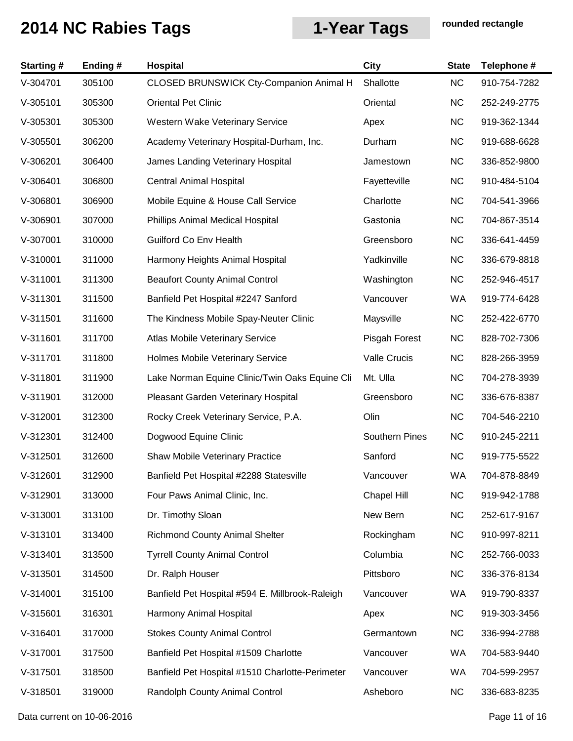# 2014 NC Rabies Tags

## 1-Year Tags

**rounded rectangle**

| Starting # | Ending # | Hospital | City | State | Telephone # |
|---|---|---|---|---|---|
| V-304701 | 305100 | CLOSED BRUNSWICK Cty-Companion Animal H | Shallotte | NC | 910-754-7282 |
| V-305101 | 305300 | Oriental Pet Clinic | Oriental | NC | 252-249-2775 |
| V-305301 | 305300 | Western Wake Veterinary Service | Apex | NC | 919-362-1344 |
| V-305501 | 306200 | Academy Veterinary Hospital-Durham, Inc. | Durham | NC | 919-688-6628 |
| V-306201 | 306400 | James Landing Veterinary Hospital | Jamestown | NC | 336-852-9800 |
| V-306401 | 306800 | Central Animal Hospital | Fayetteville | NC | 910-484-5104 |
| V-306801 | 306900 | Mobile Equine & House Call Service | Charlotte | NC | 704-541-3966 |
| V-306901 | 307000 | Phillips Animal Medical Hospital | Gastonia | NC | 704-867-3514 |
| V-307001 | 310000 | Guilford Co Env Health | Greensboro | NC | 336-641-4459 |
| V-310001 | 311000 | Harmony Heights Animal Hospital | Yadkinville | NC | 336-679-8818 |
| V-311001 | 311300 | Beaufort County Animal Control | Washington | NC | 252-946-4517 |
| V-311301 | 311500 | Banfield Pet Hospital #2247 Sanford | Vancouver | WA | 919-774-6428 |
| V-311501 | 311600 | The Kindness Mobile Spay-Neuter Clinic | Maysville | NC | 252-422-6770 |
| V-311601 | 311700 | Atlas Mobile Veterinary Service | Pisgah Forest | NC | 828-702-7306 |
| V-311701 | 311800 | Holmes Mobile Veterinary Service | Valle Crucis | NC | 828-266-3959 |
| V-311801 | 311900 | Lake Norman Equine Clinic/Twin Oaks Equine Cli | Mt. Ulla | NC | 704-278-3939 |
| V-311901 | 312000 | Pleasant Garden Veterinary Hospital | Greensboro | NC | 336-676-8387 |
| V-312001 | 312300 | Rocky Creek Veterinary Service, P.A. | Olin | NC | 704-546-2210 |
| V-312301 | 312400 | Dogwood Equine Clinic | Southern Pines | NC | 910-245-2211 |
| V-312501 | 312600 | Shaw Mobile Veterinary Practice | Sanford | NC | 919-775-5522 |
| V-312601 | 312900 | Banfield Pet Hospital #2288 Statesville | Vancouver | WA | 704-878-8849 |
| V-312901 | 313000 | Four Paws Animal Clinic, Inc. | Chapel Hill | NC | 919-942-1788 |
| V-313001 | 313100 | Dr. Timothy Sloan | New Bern | NC | 252-617-9167 |
| V-313101 | 313400 | Richmond County Animal Shelter | Rockingham | NC | 910-997-8211 |
| V-313401 | 313500 | Tyrrell County Animal Control | Columbia | NC | 252-766-0033 |
| V-313501 | 314500 | Dr. Ralph Houser | Pittsboro | NC | 336-376-8134 |
| V-314001 | 315100 | Banfield Pet Hospital #594 E. Millbrook-Raleigh | Vancouver | WA | 919-790-8337 |
| V-315601 | 316301 | Harmony Animal Hospital | Apex | NC | 919-303-3456 |
| V-316401 | 317000 | Stokes County Animal Control | Germantown | NC | 336-994-2788 |
| V-317001 | 317500 | Banfield Pet Hospital #1509 Charlotte | Vancouver | WA | 704-583-9440 |
| V-317501 | 318500 | Banfield Pet Hospital #1510 Charlotte-Perimeter | Vancouver | WA | 704-599-2957 |
| V-318501 | 319000 | Randolph County Animal Control | Asheboro | NC | 336-683-8235 |

Data current on 10-06-2016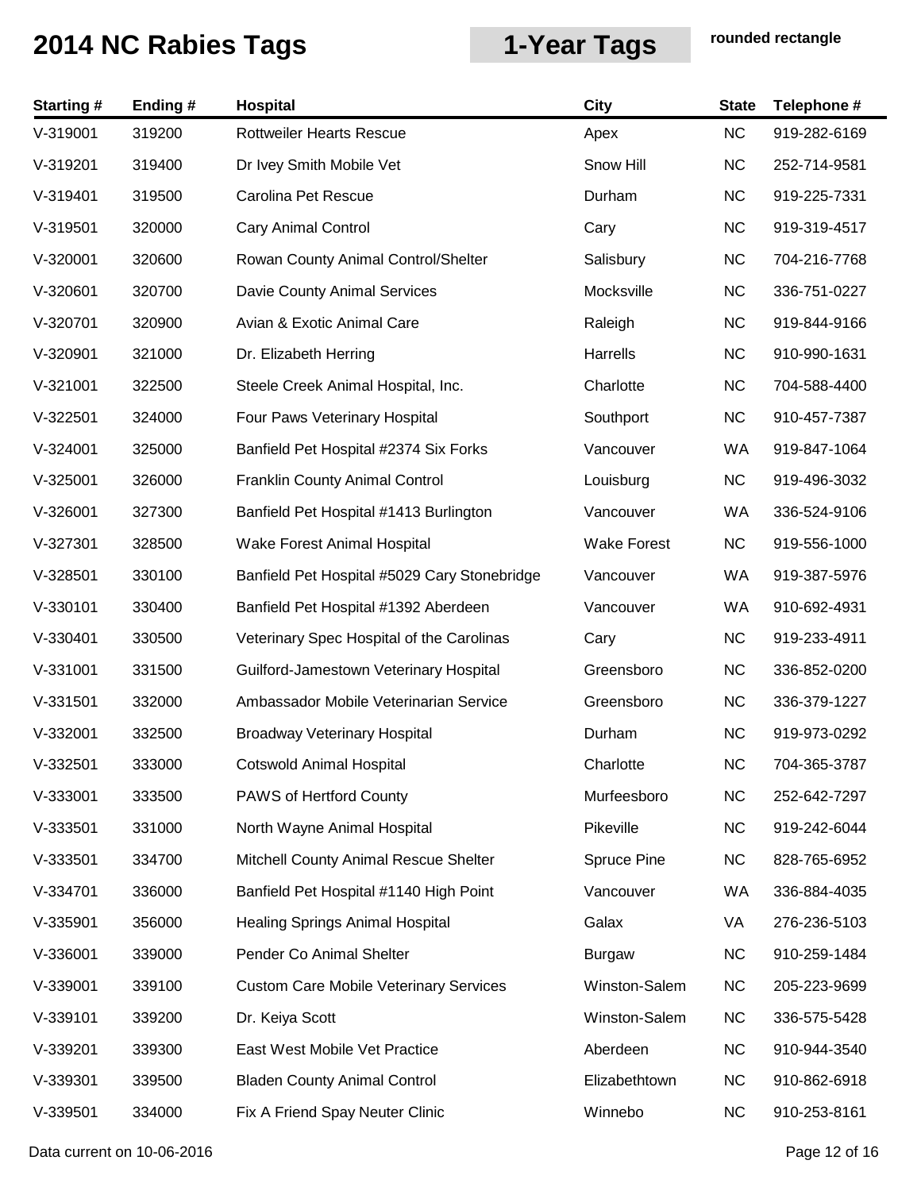# 2014 NC Rabies Tags

**1-Year Tags**

**rounded rectangle**

| Starting # | Ending # | Hospital | City | State | Telephone # |
|---|---|---|---|---|---|
| V-319001 | 319200 | Rottweiler Hearts Rescue | Apex | NC | 919-282-6169 |
| V-319201 | 319400 | Dr Ivey Smith Mobile Vet | Snow Hill | NC | 252-714-9581 |
| V-319401 | 319500 | Carolina Pet Rescue | Durham | NC | 919-225-7331 |
| V-319501 | 320000 | Cary Animal Control | Cary | NC | 919-319-4517 |
| V-320001 | 320600 | Rowan County Animal Control/Shelter | Salisbury | NC | 704-216-7768 |
| V-320601 | 320700 | Davie County Animal Services | Mocksville | NC | 336-751-0227 |
| V-320701 | 320900 | Avian & Exotic Animal Care | Raleigh | NC | 919-844-9166 |
| V-320901 | 321000 | Dr. Elizabeth Herring | Harrells | NC | 910-990-1631 |
| V-321001 | 322500 | Steele Creek Animal Hospital, Inc. | Charlotte | NC | 704-588-4400 |
| V-322501 | 324000 | Four Paws Veterinary Hospital | Southport | NC | 910-457-7387 |
| V-324001 | 325000 | Banfield Pet Hospital #2374 Six Forks | Vancouver | WA | 919-847-1064 |
| V-325001 | 326000 | Franklin County Animal Control | Louisburg | NC | 919-496-3032 |
| V-326001 | 327300 | Banfield Pet Hospital #1413 Burlington | Vancouver | WA | 336-524-9106 |
| V-327301 | 328500 | Wake Forest Animal Hospital | Wake Forest | NC | 919-556-1000 |
| V-328501 | 330100 | Banfield Pet Hospital #5029 Cary Stonebridge | Vancouver | WA | 919-387-5976 |
| V-330101 | 330400 | Banfield Pet Hospital #1392 Aberdeen | Vancouver | WA | 910-692-4931 |
| V-330401 | 330500 | Veterinary Spec Hospital of the Carolinas | Cary | NC | 919-233-4911 |
| V-331001 | 331500 | Guilford-Jamestown Veterinary Hospital | Greensboro | NC | 336-852-0200 |
| V-331501 | 332000 | Ambassador Mobile Veterinarian Service | Greensboro | NC | 336-379-1227 |
| V-332001 | 332500 | Broadway Veterinary Hospital | Durham | NC | 919-973-0292 |
| V-332501 | 333000 | Cotswold Animal Hospital | Charlotte | NC | 704-365-3787 |
| V-333001 | 333500 | PAWS of Hertford County | Murfeesboro | NC | 252-642-7297 |
| V-333501 | 331000 | North Wayne Animal Hospital | Pikeville | NC | 919-242-6044 |
| V-333501 | 334700 | Mitchell County Animal Rescue Shelter | Spruce Pine | NC | 828-765-6952 |
| V-334701 | 336000 | Banfield Pet Hospital #1140 High Point | Vancouver | WA | 336-884-4035 |
| V-335901 | 356000 | Healing Springs Animal Hospital | Galax | VA | 276-236-5103 |
| V-336001 | 339000 | Pender Co Animal Shelter | Burgaw | NC | 910-259-1484 |
| V-339001 | 339100 | Custom Care Mobile Veterinary Services | Winston-Salem | NC | 205-223-9699 |
| V-339101 | 339200 | Dr. Keiya Scott | Winston-Salem | NC | 336-575-5428 |
| V-339201 | 339300 | East West Mobile Vet Practice | Aberdeen | NC | 910-944-3540 |
| V-339301 | 339500 | Bladen County Animal Control | Elizabethtown | NC | 910-862-6918 |
| V-339501 | 334000 | Fix A Friend Spay Neuter Clinic | Winnebo | NC | 910-253-8161 |

Data current on 10-06-2016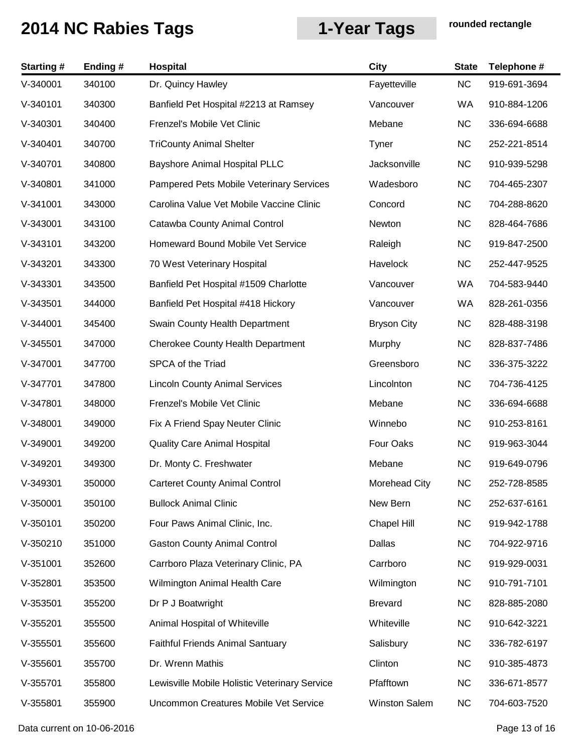# 2014 NC Rabies Tags

## 1-Year Tags

**rounded rectangle**

| Starting # | Ending # | Hospital | City | State | Telephone # |
|---|---|---|---|---|---|
| V-340001 | 340100 | Dr. Quincy Hawley | Fayetteville | NC | 919-691-3694 |
| V-340101 | 340300 | Banfield Pet Hospital #2213 at Ramsey | Vancouver | WA | 910-884-1206 |
| V-340301 | 340400 | Frenzel's Mobile Vet Clinic | Mebane | NC | 336-694-6688 |
| V-340401 | 340700 | TriCounty Animal Shelter | Tyner | NC | 252-221-8514 |
| V-340701 | 340800 | Bayshore Animal Hospital PLLC | Jacksonville | NC | 910-939-5298 |
| V-340801 | 341000 | Pampered Pets Mobile Veterinary Services | Wadesboro | NC | 704-465-2307 |
| V-341001 | 343000 | Carolina Value Vet Mobile Vaccine Clinic | Concord | NC | 704-288-8620 |
| V-343001 | 343100 | Catawba County Animal Control | Newton | NC | 828-464-7686 |
| V-343101 | 343200 | Homeward Bound Mobile Vet Service | Raleigh | NC | 919-847-2500 |
| V-343201 | 343300 | 70 West Veterinary Hospital | Havelock | NC | 252-447-9525 |
| V-343301 | 343500 | Banfield Pet Hospital #1509 Charlotte | Vancouver | WA | 704-583-9440 |
| V-343501 | 344000 | Banfield Pet Hospital #418 Hickory | Vancouver | WA | 828-261-0356 |
| V-344001 | 345400 | Swain County Health Department | Bryson City | NC | 828-488-3198 |
| V-345501 | 347000 | Cherokee County Health Department | Murphy | NC | 828-837-7486 |
| V-347001 | 347700 | SPCA of the Triad | Greensboro | NC | 336-375-3222 |
| V-347701 | 347800 | Lincoln County Animal Services | Lincolnton | NC | 704-736-4125 |
| V-347801 | 348000 | Frenzel's Mobile Vet Clinic | Mebane | NC | 336-694-6688 |
| V-348001 | 349000 | Fix A Friend Spay Neuter Clinic | Winnebo | NC | 910-253-8161 |
| V-349001 | 349200 | Quality Care Animal Hospital | Four Oaks | NC | 919-963-3044 |
| V-349201 | 349300 | Dr. Monty C. Freshwater | Mebane | NC | 919-649-0796 |
| V-349301 | 350000 | Carteret County Animal Control | Morehead City | NC | 252-728-8585 |
| V-350001 | 350100 | Bullock Animal Clinic | New Bern | NC | 252-637-6161 |
| V-350101 | 350200 | Four Paws Animal Clinic, Inc. | Chapel Hill | NC | 919-942-1788 |
| V-350210 | 351000 | Gaston County Animal Control | Dallas | NC | 704-922-9716 |
| V-351001 | 352600 | Carrboro Plaza Veterinary Clinic, PA | Carrboro | NC | 919-929-0031 |
| V-352801 | 353500 | Wilmington Animal Health Care | Wilmington | NC | 910-791-7101 |
| V-353501 | 355200 | Dr P J Boatwright | Brevard | NC | 828-885-2080 |
| V-355201 | 355500 | Animal Hospital of Whiteville | Whiteville | NC | 910-642-3221 |
| V-355501 | 355600 | Faithful Friends Animal Santuary | Salisbury | NC | 336-782-6197 |
| V-355601 | 355700 | Dr. Wrenn Mathis | Clinton | NC | 910-385-4873 |
| V-355701 | 355800 | Lewisville Mobile Holistic Veterinary Service | Pfafftown | NC | 336-671-8577 |
| V-355801 | 355900 | Uncommon Creatures Mobile Vet Service | Winston Salem | NC | 704-603-7520 |

Data current on 10-06-2016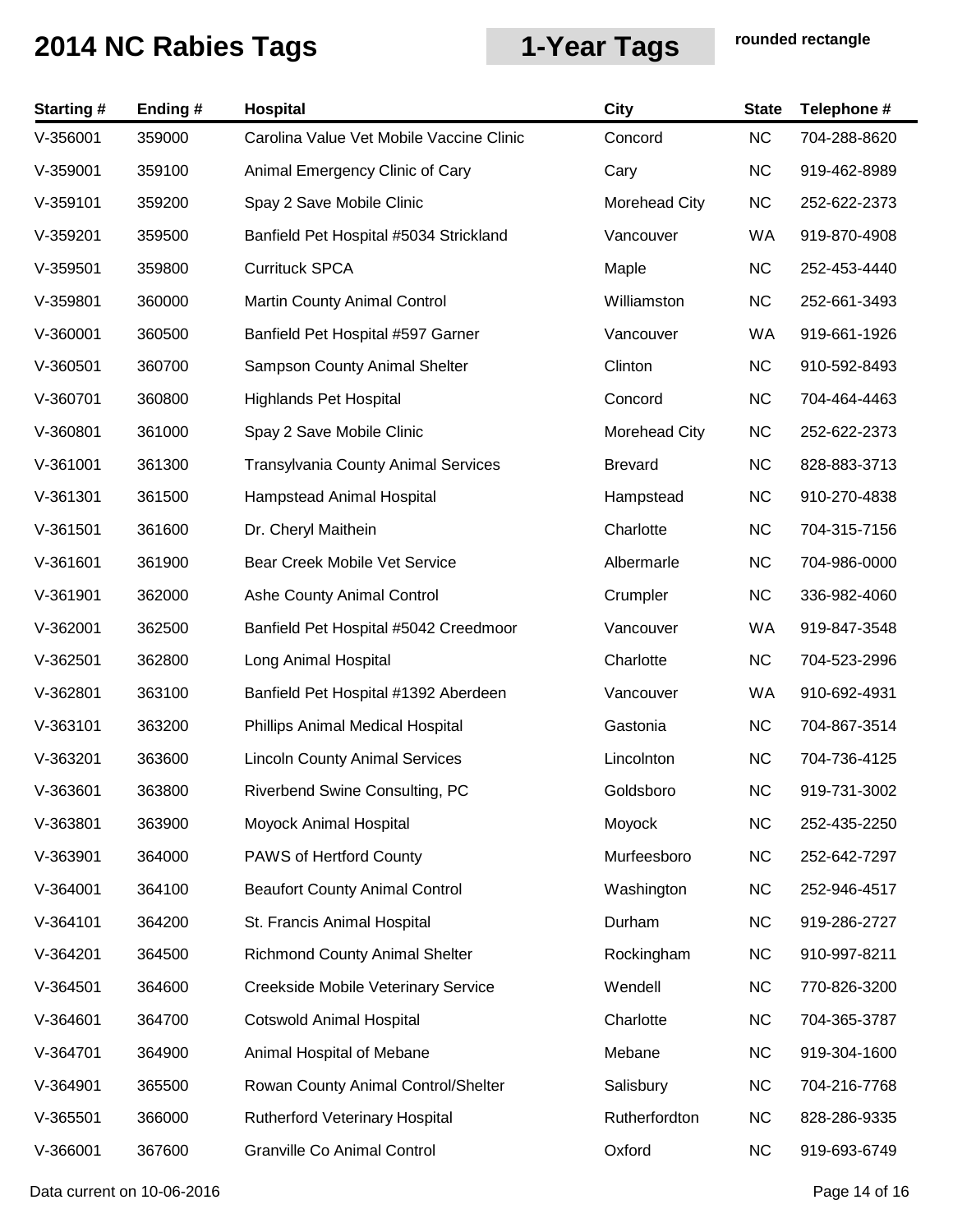# 2014 NC Rabies Tags

## 1-Year Tags

rounded rectangle

| Starting # | Ending # | Hospital | City | State | Telephone # |
|---|---|---|---|---|---|
| V-356001 | 359000 | Carolina Value Vet Mobile Vaccine Clinic | Concord | NC | 704-288-8620 |
| V-359001 | 359100 | Animal Emergency Clinic of Cary | Cary | NC | 919-462-8989 |
| V-359101 | 359200 | Spay 2 Save Mobile Clinic | Morehead City | NC | 252-622-2373 |
| V-359201 | 359500 | Banfield Pet Hospital #5034 Strickland | Vancouver | WA | 919-870-4908 |
| V-359501 | 359800 | Currituck SPCA | Maple | NC | 252-453-4440 |
| V-359801 | 360000 | Martin County Animal Control | Williamston | NC | 252-661-3493 |
| V-360001 | 360500 | Banfield Pet Hospital #597 Garner | Vancouver | WA | 919-661-1926 |
| V-360501 | 360700 | Sampson County Animal Shelter | Clinton | NC | 910-592-8493 |
| V-360701 | 360800 | Highlands Pet Hospital | Concord | NC | 704-464-4463 |
| V-360801 | 361000 | Spay 2 Save Mobile Clinic | Morehead City | NC | 252-622-2373 |
| V-361001 | 361300 | Transylvania County Animal Services | Brevard | NC | 828-883-3713 |
| V-361301 | 361500 | Hampstead Animal Hospital | Hampstead | NC | 910-270-4838 |
| V-361501 | 361600 | Dr. Cheryl Maithein | Charlotte | NC | 704-315-7156 |
| V-361601 | 361900 | Bear Creek Mobile Vet Service | Albermarle | NC | 704-986-0000 |
| V-361901 | 362000 | Ashe County Animal Control | Crumpler | NC | 336-982-4060 |
| V-362001 | 362500 | Banfield Pet Hospital #5042 Creedmoor | Vancouver | WA | 919-847-3548 |
| V-362501 | 362800 | Long Animal Hospital | Charlotte | NC | 704-523-2996 |
| V-362801 | 363100 | Banfield Pet Hospital #1392 Aberdeen | Vancouver | WA | 910-692-4931 |
| V-363101 | 363200 | Phillips Animal Medical Hospital | Gastonia | NC | 704-867-3514 |
| V-363201 | 363600 | Lincoln County Animal Services | Lincolnton | NC | 704-736-4125 |
| V-363601 | 363800 | Riverbend Swine Consulting, PC | Goldsboro | NC | 919-731-3002 |
| V-363801 | 363900 | Moyock Animal Hospital | Moyock | NC | 252-435-2250 |
| V-363901 | 364000 | PAWS of Hertford County | Murfeesboro | NC | 252-642-7297 |
| V-364001 | 364100 | Beaufort County Animal Control | Washington | NC | 252-946-4517 |
| V-364101 | 364200 | St. Francis Animal Hospital | Durham | NC | 919-286-2727 |
| V-364201 | 364500 | Richmond County Animal Shelter | Rockingham | NC | 910-997-8211 |
| V-364501 | 364600 | Creekside Mobile Veterinary Service | Wendell | NC | 770-826-3200 |
| V-364601 | 364700 | Cotswold Animal Hospital | Charlotte | NC | 704-365-3787 |
| V-364701 | 364900 | Animal Hospital of Mebane | Mebane | NC | 919-304-1600 |
| V-364901 | 365500 | Rowan County Animal Control/Shelter | Salisbury | NC | 704-216-7768 |
| V-365501 | 366000 | Rutherford Veterinary Hospital | Rutherfordton | NC | 828-286-9335 |
| V-366001 | 367600 | Granville Co Animal Control | Oxford | NC | 919-693-6749 |

Data current on 10-06-2016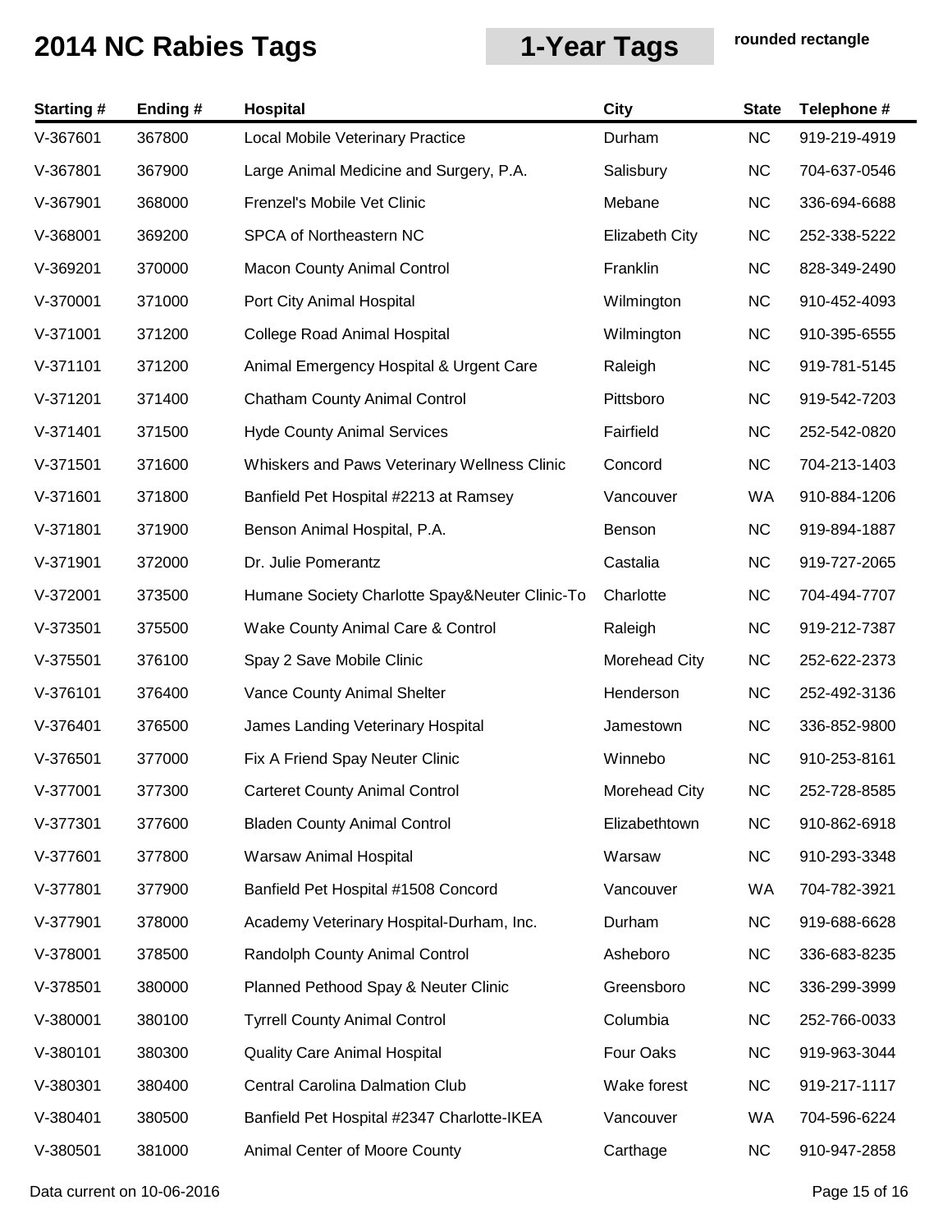# 2014 NC Rabies Tags

## 1-Year Tags

**rounded rectangle**

| Starting # | Ending # | Hospital | City | State | Telephone # |
|---|---|---|---|---|---|
| V-367601 | 367800 | Local Mobile Veterinary Practice | Durham | NC | 919-219-4919 |
| V-367801 | 367900 | Large Animal Medicine and Surgery, P.A. | Salisbury | NC | 704-637-0546 |
| V-367901 | 368000 | Frenzel's Mobile Vet Clinic | Mebane | NC | 336-694-6688 |
| V-368001 | 369200 | SPCA of Northeastern NC | Elizabeth City | NC | 252-338-5222 |
| V-369201 | 370000 | Macon County Animal Control | Franklin | NC | 828-349-2490 |
| V-370001 | 371000 | Port City Animal Hospital | Wilmington | NC | 910-452-4093 |
| V-371001 | 371200 | College Road Animal Hospital | Wilmington | NC | 910-395-6555 |
| V-371101 | 371200 | Animal Emergency Hospital & Urgent Care | Raleigh | NC | 919-781-5145 |
| V-371201 | 371400 | Chatham County Animal Control | Pittsboro | NC | 919-542-7203 |
| V-371401 | 371500 | Hyde County Animal Services | Fairfield | NC | 252-542-0820 |
| V-371501 | 371600 | Whiskers and Paws Veterinary Wellness Clinic | Concord | NC | 704-213-1403 |
| V-371601 | 371800 | Banfield Pet Hospital #2213 at Ramsey | Vancouver | WA | 910-884-1206 |
| V-371801 | 371900 | Benson Animal Hospital, P.A. | Benson | NC | 919-894-1887 |
| V-371901 | 372000 | Dr. Julie Pomerantz | Castalia | NC | 919-727-2065 |
| V-372001 | 373500 | Humane Society Charlotte Spay&Neuter Clinic-To | Charlotte | NC | 704-494-7707 |
| V-373501 | 375500 | Wake County Animal Care & Control | Raleigh | NC | 919-212-7387 |
| V-375501 | 376100 | Spay 2 Save Mobile Clinic | Morehead City | NC | 252-622-2373 |
| V-376101 | 376400 | Vance County Animal Shelter | Henderson | NC | 252-492-3136 |
| V-376401 | 376500 | James Landing Veterinary Hospital | Jamestown | NC | 336-852-9800 |
| V-376501 | 377000 | Fix A Friend Spay Neuter Clinic | Winnebo | NC | 910-253-8161 |
| V-377001 | 377300 | Carteret County Animal Control | Morehead City | NC | 252-728-8585 |
| V-377301 | 377600 | Bladen County Animal Control | Elizabethtown | NC | 910-862-6918 |
| V-377601 | 377800 | Warsaw Animal Hospital | Warsaw | NC | 910-293-3348 |
| V-377801 | 377900 | Banfield Pet Hospital #1508 Concord | Vancouver | WA | 704-782-3921 |
| V-377901 | 378000 | Academy Veterinary Hospital-Durham, Inc. | Durham | NC | 919-688-6628 |
| V-378001 | 378500 | Randolph County Animal Control | Asheboro | NC | 336-683-8235 |
| V-378501 | 380000 | Planned Pethood Spay & Neuter Clinic | Greensboro | NC | 336-299-3999 |
| V-380001 | 380100 | Tyrrell County Animal Control | Columbia | NC | 252-766-0033 |
| V-380101 | 380300 | Quality Care Animal Hospital | Four Oaks | NC | 919-963-3044 |
| V-380301 | 380400 | Central Carolina Dalmation Club | Wake forest | NC | 919-217-1117 |
| V-380401 | 380500 | Banfield Pet Hospital #2347 Charlotte-IKEA | Vancouver | WA | 704-596-6224 |
| V-380501 | 381000 | Animal Center of Moore County | Carthage | NC | 910-947-2858 |

Data current on 10-06-2016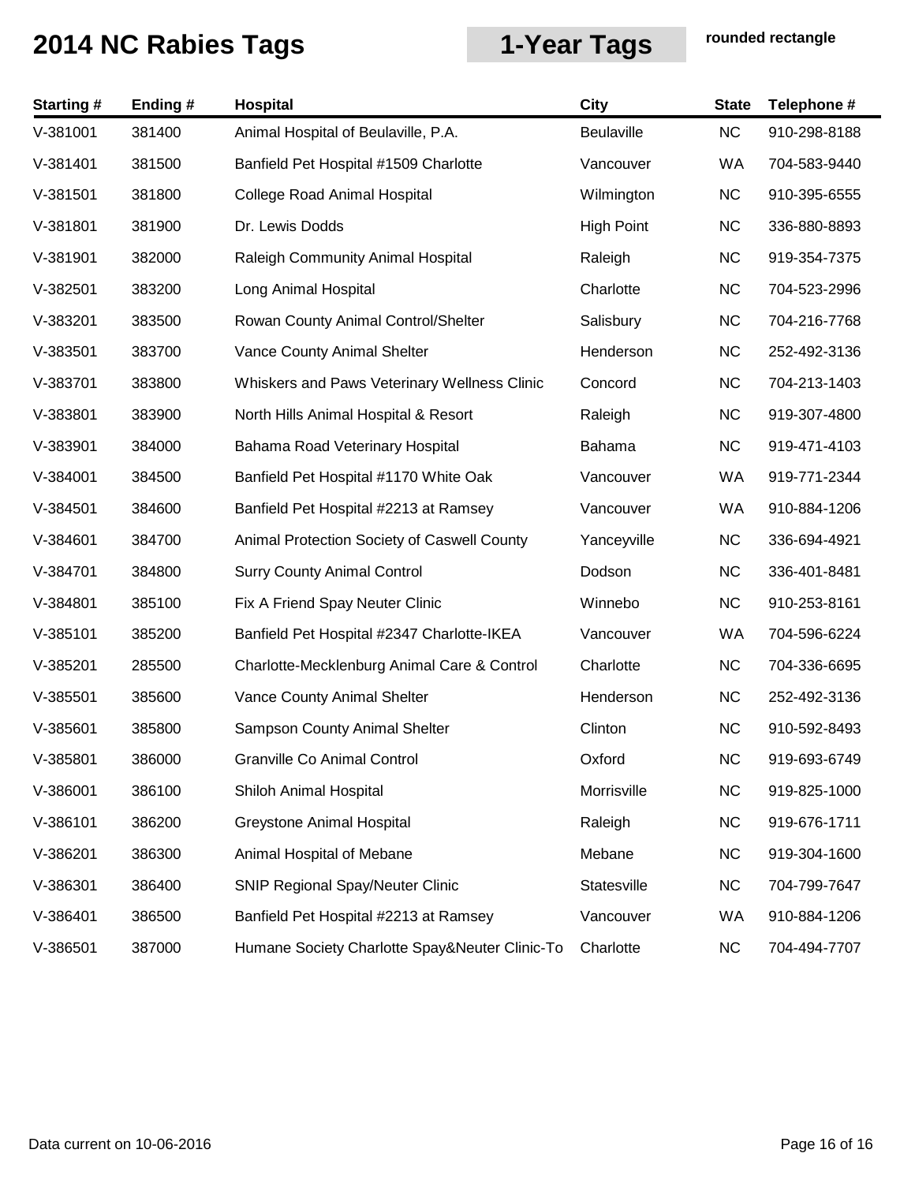# 2014 NC Rabies Tags

## 1-Year Tags

**rounded rectangle**

| Starting # | Ending # | Hospital | City | State | Telephone # |
|---|---|---|---|---|---|
| V-381001 | 381400 | Animal Hospital of Beulaville, P.A. | Beulaville | NC | 910-298-8188 |
| V-381401 | 381500 | Banfield Pet Hospital #1509 Charlotte | Vancouver | WA | 704-583-9440 |
| V-381501 | 381800 | College Road Animal Hospital | Wilmington | NC | 910-395-6555 |
| V-381801 | 381900 | Dr. Lewis Dodds | High Point | NC | 336-880-8893 |
| V-381901 | 382000 | Raleigh Community Animal Hospital | Raleigh | NC | 919-354-7375 |
| V-382501 | 383200 | Long Animal Hospital | Charlotte | NC | 704-523-2996 |
| V-383201 | 383500 | Rowan County Animal Control/Shelter | Salisbury | NC | 704-216-7768 |
| V-383501 | 383700 | Vance County Animal Shelter | Henderson | NC | 252-492-3136 |
| V-383701 | 383800 | Whiskers and Paws Veterinary Wellness Clinic | Concord | NC | 704-213-1403 |
| V-383801 | 383900 | North Hills Animal Hospital & Resort | Raleigh | NC | 919-307-4800 |
| V-383901 | 384000 | Bahama Road Veterinary Hospital | Bahama | NC | 919-471-4103 |
| V-384001 | 384500 | Banfield Pet Hospital #1170 White Oak | Vancouver | WA | 919-771-2344 |
| V-384501 | 384600 | Banfield Pet Hospital #2213 at Ramsey | Vancouver | WA | 910-884-1206 |
| V-384601 | 384700 | Animal Protection Society of Caswell County | Yanceyville | NC | 336-694-4921 |
| V-384701 | 384800 | Surry County Animal Control | Dodson | NC | 336-401-8481 |
| V-384801 | 385100 | Fix A Friend Spay Neuter Clinic | Winnebo | NC | 910-253-8161 |
| V-385101 | 385200 | Banfield Pet Hospital #2347 Charlotte-IKEA | Vancouver | WA | 704-596-6224 |
| V-385201 | 285500 | Charlotte-Mecklenburg Animal Care & Control | Charlotte | NC | 704-336-6695 |
| V-385501 | 385600 | Vance County Animal Shelter | Henderson | NC | 252-492-3136 |
| V-385601 | 385800 | Sampson County Animal Shelter | Clinton | NC | 910-592-8493 |
| V-385801 | 386000 | Granville Co Animal Control | Oxford | NC | 919-693-6749 |
| V-386001 | 386100 | Shiloh Animal Hospital | Morrisville | NC | 919-825-1000 |
| V-386101 | 386200 | Greystone Animal Hospital | Raleigh | NC | 919-676-1711 |
| V-386201 | 386300 | Animal Hospital of Mebane | Mebane | NC | 919-304-1600 |
| V-386301 | 386400 | SNIP Regional Spay/Neuter Clinic | Statesville | NC | 704-799-7647 |
| V-386401 | 386500 | Banfield Pet Hospital #2213 at Ramsey | Vancouver | WA | 910-884-1206 |
| V-386501 | 387000 | Humane Society Charlotte Spay&Neuter Clinic-To | Charlotte | NC | 704-494-7707 |

Data current on 10-06-2016